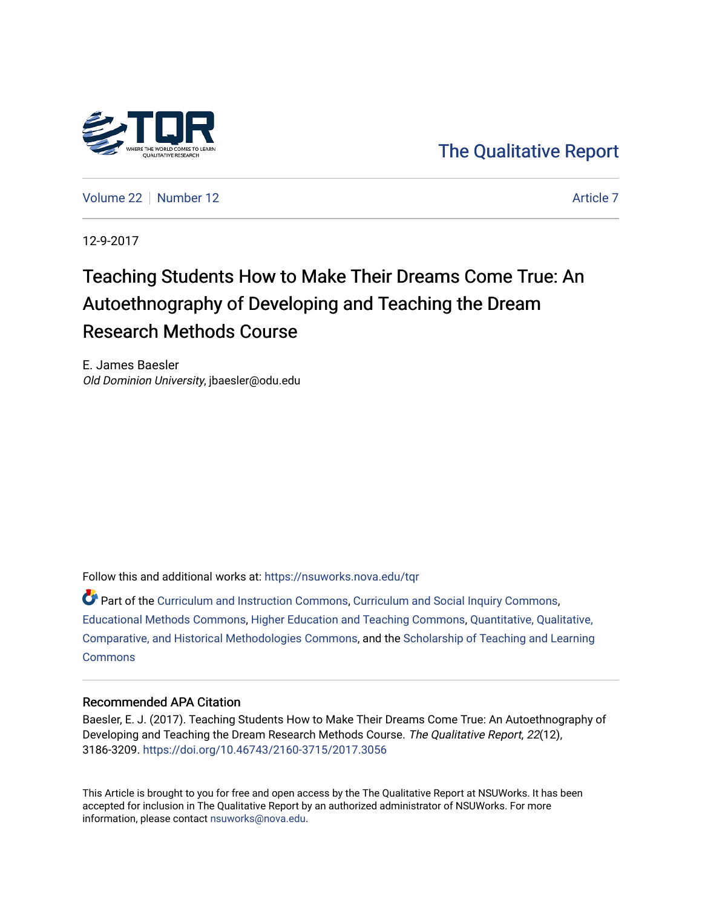The Qualitative Report

Volume 22 | Number 12 | Article 7

12-9-2017

# Teaching Students How to Make Their Dreams Come True: An Autoethnography of Developing and Teaching the Dream Research Methods Course

E. James Baesler
*Old Dominion University*, jbaesler@odu.edu

Follow this and additional works at: https://nsuworks.nova.edu/tqr

Part of the Curriculum and Instruction Commons, Curriculum and Social Inquiry Commons, Educational Methods Commons, Higher Education and Teaching Commons, Quantitative, Qualitative, Comparative, and Historical Methodologies Commons, and the Scholarship of Teaching and Learning Commons

## Recommended APA Citation

Baesler, E. J. (2017). Teaching Students How to Make Their Dreams Come True: An Autoethnography of Developing and Teaching the Dream Research Methods Course. *The Qualitative Report*, *22*(12), 3186-3209. https://doi.org/10.46743/2160-3715/2017.3056

This Article is brought to you for free and open access by the The Qualitative Report at NSUWorks. It has been accepted for inclusion in The Qualitative Report by an authorized administrator of NSUWorks. For more information, please contact nsuworks@nova.edu.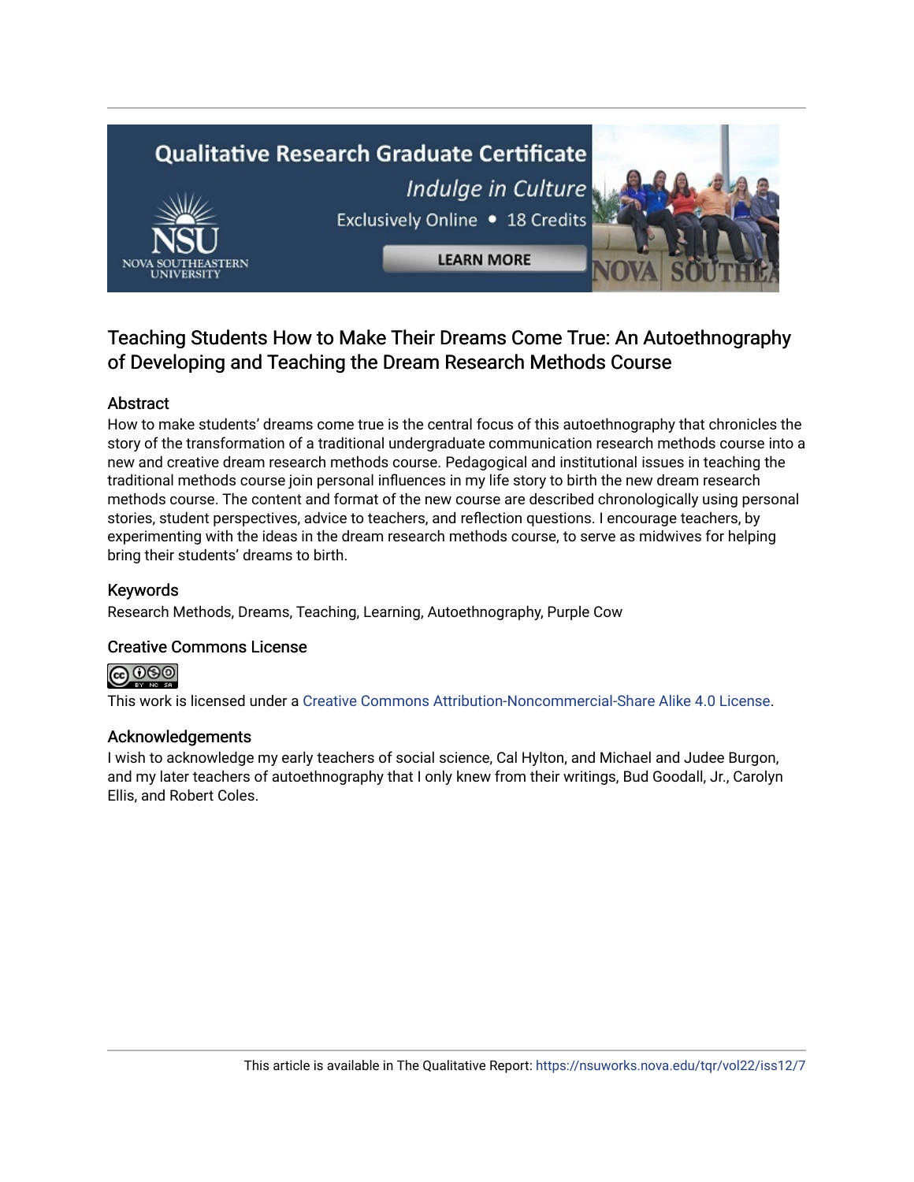Teaching Students How to Make Their Dreams Come True: An Autoethnography of Developing and Teaching the Dream Research Methods Course

## Abstract

How to make students' dreams come true is the central focus of this autoethnography that chronicles the story of the transformation of a traditional undergraduate communication research methods course into a new and creative dream research methods course. Pedagogical and institutional issues in teaching the traditional methods course join personal influences in my life story to birth the new dream research methods course. The content and format of the new course are described chronologically using personal stories, student perspectives, advice to teachers, and reflection questions. I encourage teachers, by experimenting with the ideas in the dream research methods course, to serve as midwives for helping bring their students' dreams to birth.

## Keywords

Research Methods, Dreams, Teaching, Learning, Autoethnography, Purple Cow

## Creative Commons License

This work is licensed under a Creative Commons Attribution-Noncommercial-Share Alike 4.0 License.

## Acknowledgements

I wish to acknowledge my early teachers of social science, Cal Hylton, and Michael and Judee Burgon, and my later teachers of autoethnography that I only knew from their writings, Bud Goodall, Jr., Carolyn Ellis, and Robert Coles.

This article is available in The Qualitative Report: https://nsuworks.nova.edu/tqr/vol22/iss12/7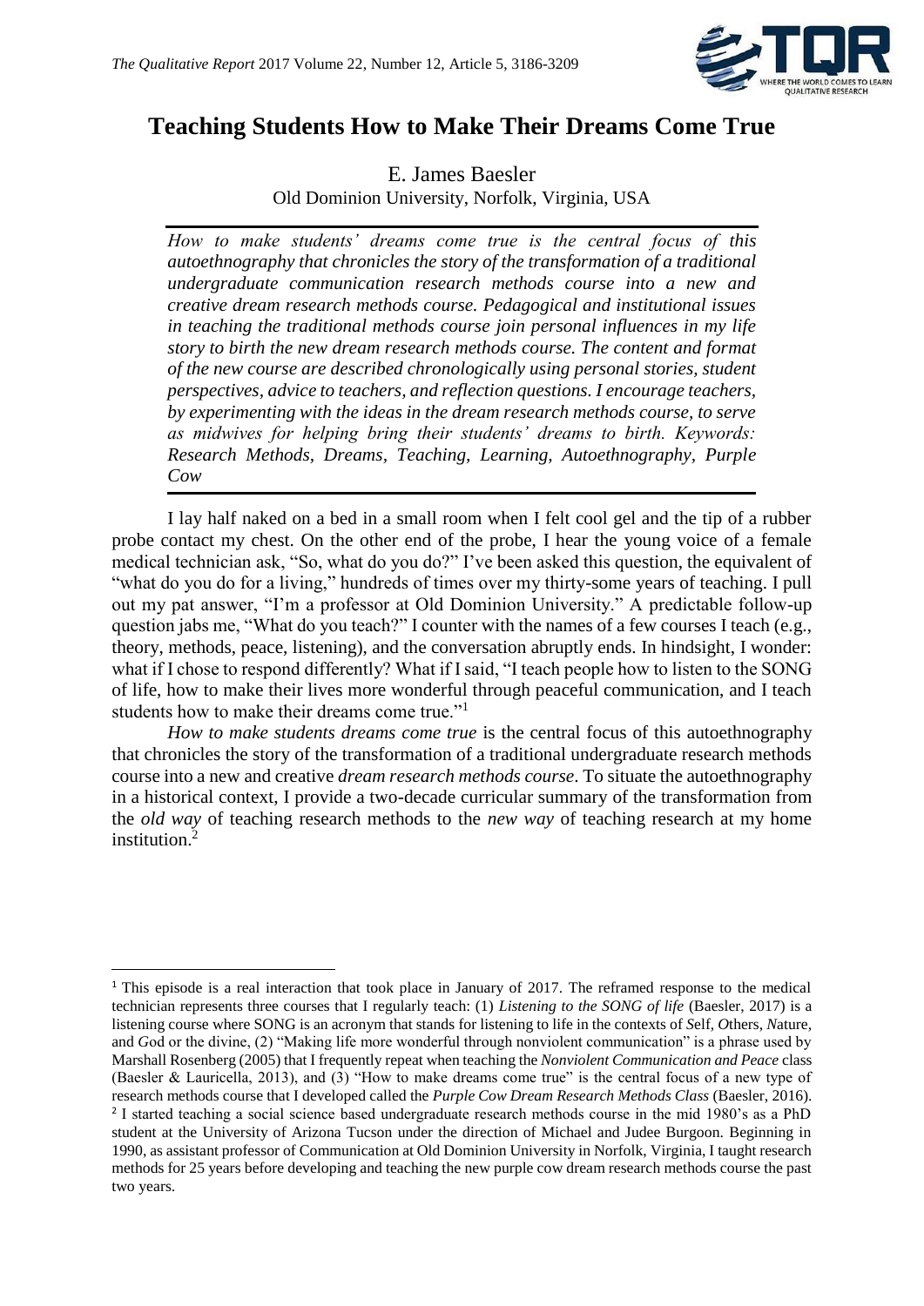# Teaching Students How to Make Their Dreams Come True

E. James Baesler
Old Dominion University, Norfolk, Virginia, USA

*How to make students' dreams come true is the central focus of this autoethnography that chronicles the story of the transformation of a traditional undergraduate communication research methods course into a new and creative dream research methods course. Pedagogical and institutional issues in teaching the traditional methods course join personal influences in my life story to birth the new dream research methods course. The content and format of the new course are described chronologically using personal stories, student perspectives, advice to teachers, and reflection questions. I encourage teachers, by experimenting with the ideas in the dream research methods course, to serve as midwives for helping bring their students' dreams to birth. Keywords: Research Methods, Dreams, Teaching, Learning, Autoethnography, Purple Cow*

I lay half naked on a bed in a small room when I felt cool gel and the tip of a rubber probe contact my chest. On the other end of the probe, I hear the young voice of a female medical technician ask, "So, what do you do?" I've been asked this question, the equivalent of "what do you do for a living," hundreds of times over my thirty-some years of teaching. I pull out my pat answer, "I'm a professor at Old Dominion University." A predictable follow-up question jabs me, "What do you teach?" I counter with the names of a few courses I teach (e.g., theory, methods, peace, listening), and the conversation abruptly ends. In hindsight, I wonder: what if I chose to respond differently? What if I said, "I teach people how to listen to the SONG of life, how to make their lives more wonderful through peaceful communication, and I teach students how to make their dreams come true."[1]

*How to make students dreams come true* is the central focus of this autoethnography that chronicles the story of the transformation of a traditional undergraduate research methods course into a new and creative *dream research methods course*. To situate the autoethnography in a historical context, I provide a two-decade curricular summary of the transformation from the *old way* of teaching research methods to the *new way* of teaching research at my home institution.[2]

---

[1] This episode is a real interaction that took place in January of 2017. The reframed response to the medical technician represents three courses that I regularly teach: (1) *Listening to the SONG of life* (Baesler, 2017) is a listening course where SONG is an acronym that stands for listening to life in the contexts of *S*elf, *O*thers, *N*ature, and *G*od or the divine, (2) "Making life more wonderful through nonviolent communication" is a phrase used by Marshall Rosenberg (2005) that I frequently repeat when teaching the *Nonviolent Communication and Peace* class (Baesler & Lauricella, 2013), and (3) "How to make dreams come true" is the central focus of a new type of research methods course that I developed called the *Purple Cow Dream Research Methods Class* (Baesler, 2016).

[2] I started teaching a social science based undergraduate research methods course in the mid 1980's as a PhD student at the University of Arizona Tucson under the direction of Michael and Judee Burgoon. Beginning in 1990, as assistant professor of Communication at Old Dominion University in Norfolk, Virginia, I taught research methods for 25 years before developing and teaching the new purple cow dream research methods course the past two years.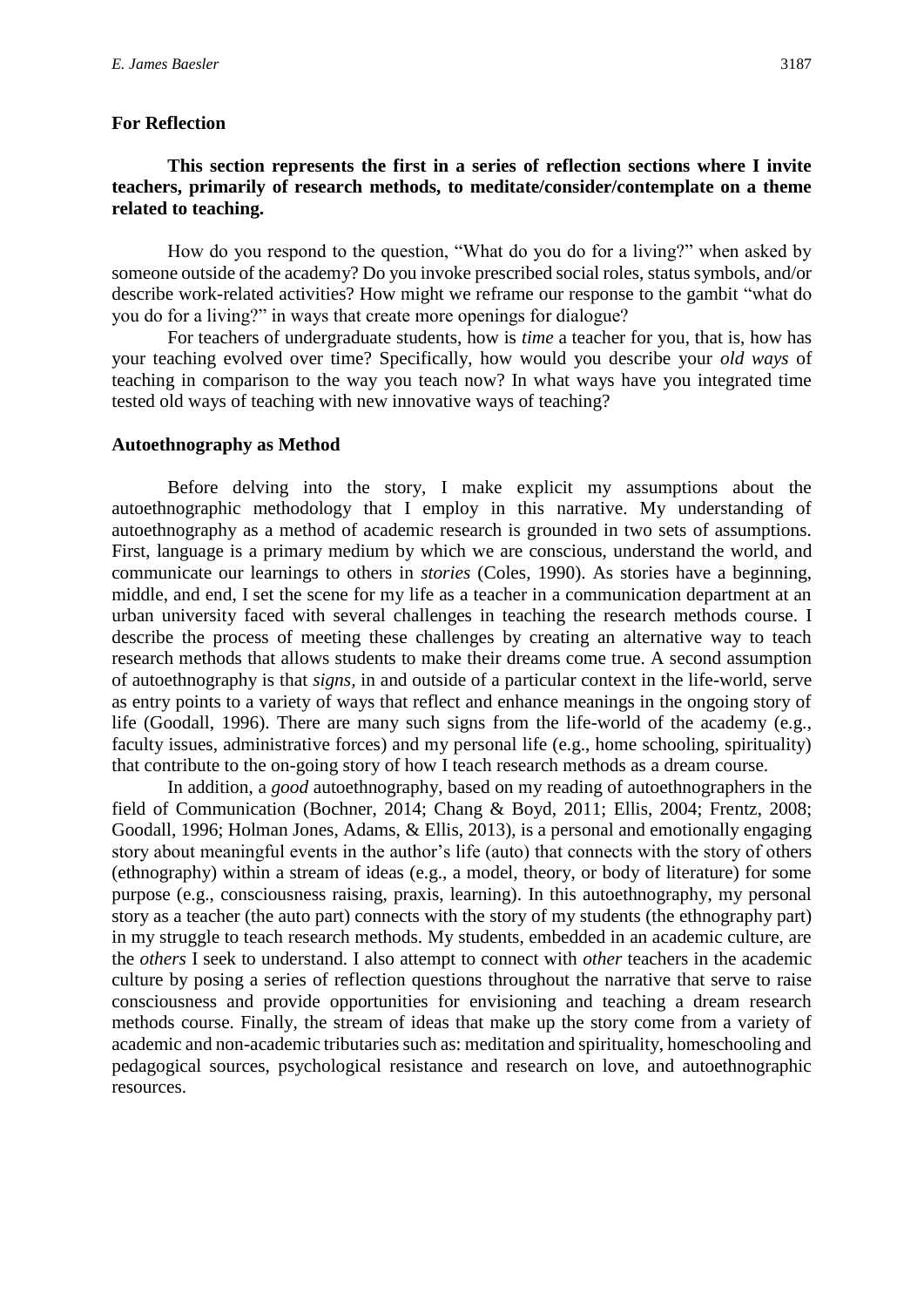## For Reflection

**This section represents the first in a series of reflection sections where I invite teachers, primarily of research methods, to meditate/consider/contemplate on a theme related to teaching.**

How do you respond to the question, "What do you do for a living?" when asked by someone outside of the academy? Do you invoke prescribed social roles, status symbols, and/or describe work-related activities? How might we reframe our response to the gambit "what do you do for a living?" in ways that create more openings for dialogue?

For teachers of undergraduate students, how is *time* a teacher for you, that is, how has your teaching evolved over time? Specifically, how would you describe your *old ways* of teaching in comparison to the way you teach now? In what ways have you integrated time tested old ways of teaching with new innovative ways of teaching?

## Autoethnography as Method

Before delving into the story, I make explicit my assumptions about the autoethnographic methodology that I employ in this narrative. My understanding of autoethnography as a method of academic research is grounded in two sets of assumptions. First, language is a primary medium by which we are conscious, understand the world, and communicate our learnings to others in *stories* (Coles, 1990). As stories have a beginning, middle, and end, I set the scene for my life as a teacher in a communication department at an urban university faced with several challenges in teaching the research methods course. I describe the process of meeting these challenges by creating an alternative way to teach research methods that allows students to make their dreams come true. A second assumption of autoethnography is that *signs,* in and outside of a particular context in the life-world, serve as entry points to a variety of ways that reflect and enhance meanings in the ongoing story of life (Goodall, 1996). There are many such signs from the life-world of the academy (e.g., faculty issues, administrative forces) and my personal life (e.g., home schooling, spirituality) that contribute to the on-going story of how I teach research methods as a dream course.

In addition, a *good* autoethnography, based on my reading of autoethnographers in the field of Communication (Bochner, 2014; Chang & Boyd, 2011; Ellis, 2004; Frentz, 2008; Goodall, 1996; Holman Jones, Adams, & Ellis, 2013), is a personal and emotionally engaging story about meaningful events in the author's life (auto) that connects with the story of others (ethnography) within a stream of ideas (e.g., a model, theory, or body of literature) for some purpose (e.g., consciousness raising, praxis, learning). In this autoethnography, my personal story as a teacher (the auto part) connects with the story of my students (the ethnography part) in my struggle to teach research methods. My students, embedded in an academic culture, are the *others* I seek to understand. I also attempt to connect with *other* teachers in the academic culture by posing a series of reflection questions throughout the narrative that serve to raise consciousness and provide opportunities for envisioning and teaching a dream research methods course. Finally, the stream of ideas that make up the story come from a variety of academic and non-academic tributaries such as: meditation and spirituality, homeschooling and pedagogical sources, psychological resistance and research on love, and autoethnographic resources.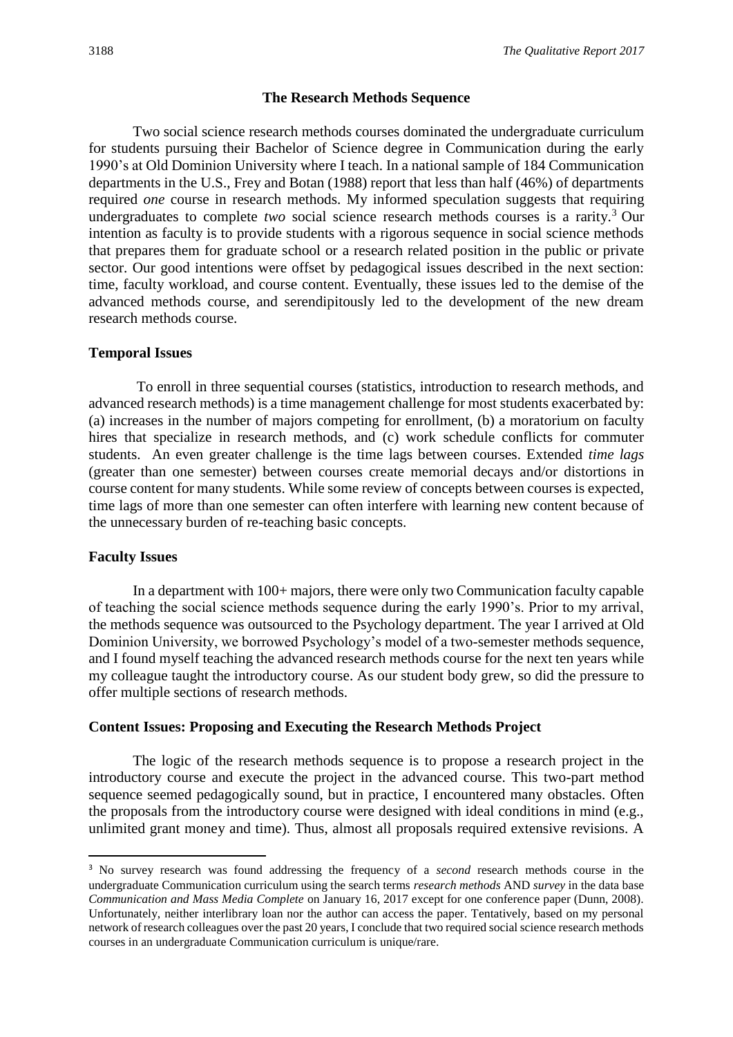## The Research Methods Sequence

Two social science research methods courses dominated the undergraduate curriculum for students pursuing their Bachelor of Science degree in Communication during the early 1990's at Old Dominion University where I teach. In a national sample of 184 Communication departments in the U.S., Frey and Botan (1988) report that less than half (46%) of departments required *one* course in research methods. My informed speculation suggests that requiring undergraduates to complete *two* social science research methods courses is a rarity.[3] Our intention as faculty is to provide students with a rigorous sequence in social science methods that prepares them for graduate school or a research related position in the public or private sector. Our good intentions were offset by pedagogical issues described in the next section: time, faculty workload, and course content. Eventually, these issues led to the demise of the advanced methods course, and serendipitously led to the development of the new dream research methods course.

### Temporal Issues

To enroll in three sequential courses (statistics, introduction to research methods, and advanced research methods) is a time management challenge for most students exacerbated by: (a) increases in the number of majors competing for enrollment, (b) a moratorium on faculty hires that specialize in research methods, and (c) work schedule conflicts for commuter students. An even greater challenge is the time lags between courses. Extended *time lags* (greater than one semester) between courses create memorial decays and/or distortions in course content for many students. While some review of concepts between courses is expected, time lags of more than one semester can often interfere with learning new content because of the unnecessary burden of re-teaching basic concepts.

### Faculty Issues

In a department with 100+ majors, there were only two Communication faculty capable of teaching the social science methods sequence during the early 1990's. Prior to my arrival, the methods sequence was outsourced to the Psychology department. The year I arrived at Old Dominion University, we borrowed Psychology's model of a two-semester methods sequence, and I found myself teaching the advanced research methods course for the next ten years while my colleague taught the introductory course. As our student body grew, so did the pressure to offer multiple sections of research methods.

### Content Issues: Proposing and Executing the Research Methods Project

The logic of the research methods sequence is to propose a research project in the introductory course and execute the project in the advanced course. This two-part method sequence seemed pedagogically sound, but in practice, I encountered many obstacles. Often the proposals from the introductory course were designed with ideal conditions in mind (e.g., unlimited grant money and time). Thus, almost all proposals required extensive revisions. A

---

[3] No survey research was found addressing the frequency of a *second* research methods course in the undergraduate Communication curriculum using the search terms *research methods* AND *survey* in the data base *Communication and Mass Media Complete* on January 16, 2017 except for one conference paper (Dunn, 2008). Unfortunately, neither interlibrary loan nor the author can access the paper. Tentatively, based on my personal network of research colleagues over the past 20 years, I conclude that two required social science research methods courses in an undergraduate Communication curriculum is unique/rare.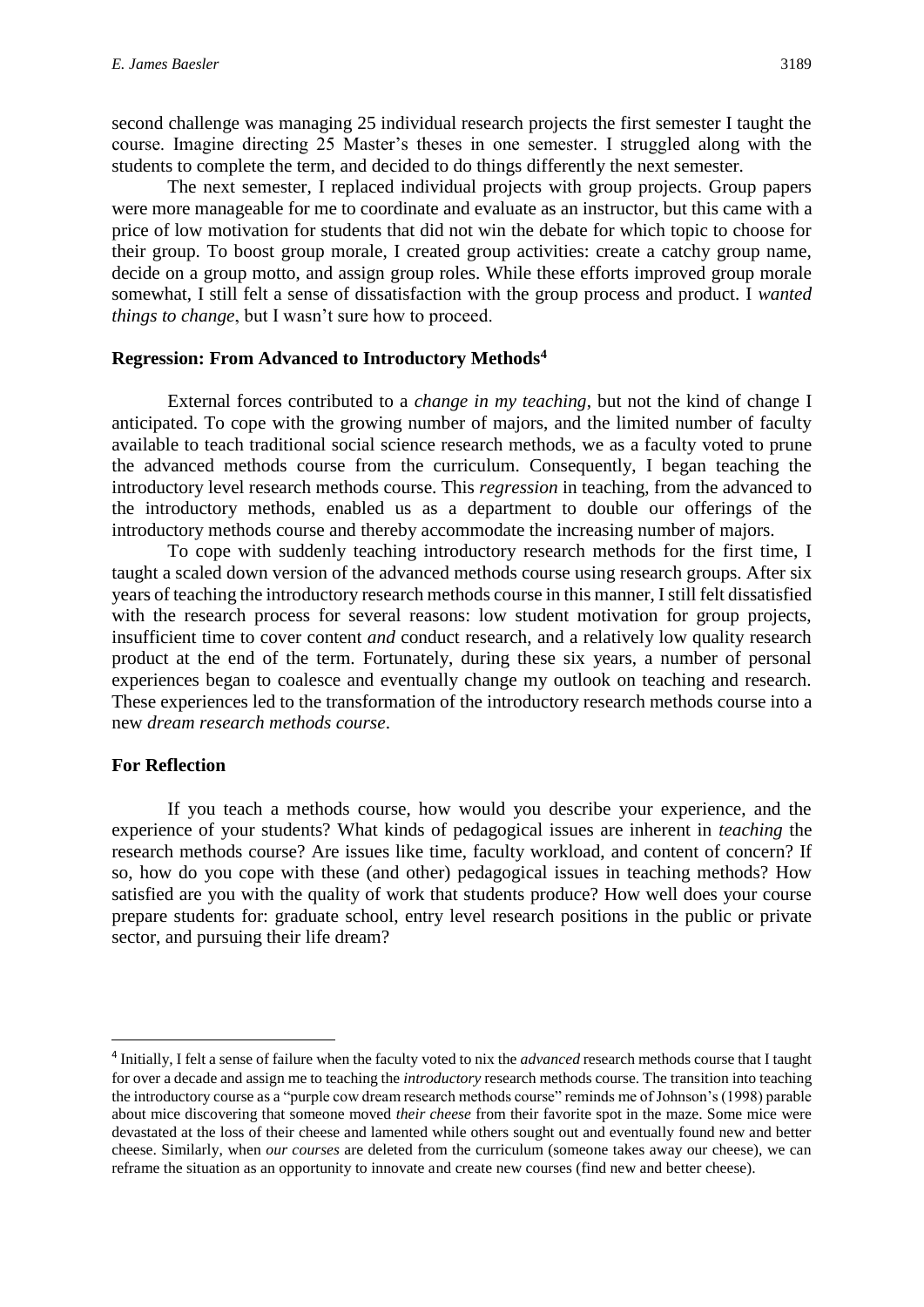second challenge was managing 25 individual research projects the first semester I taught the course. Imagine directing 25 Master's theses in one semester. I struggled along with the students to complete the term, and decided to do things differently the next semester.

The next semester, I replaced individual projects with group projects. Group papers were more manageable for me to coordinate and evaluate as an instructor, but this came with a price of low motivation for students that did not win the debate for which topic to choose for their group. To boost group morale, I created group activities: create a catchy group name, decide on a group motto, and assign group roles. While these efforts improved group morale somewhat, I still felt a sense of dissatisfaction with the group process and product. I *wanted things to change*, but I wasn't sure how to proceed.

### Regression: From Advanced to Introductory Methods[4]

External forces contributed to a *change in my teaching*, but not the kind of change I anticipated. To cope with the growing number of majors, and the limited number of faculty available to teach traditional social science research methods, we as a faculty voted to prune the advanced methods course from the curriculum. Consequently, I began teaching the introductory level research methods course. This *regression* in teaching, from the advanced to the introductory methods, enabled us as a department to double our offerings of the introductory methods course and thereby accommodate the increasing number of majors.

To cope with suddenly teaching introductory research methods for the first time, I taught a scaled down version of the advanced methods course using research groups. After six years of teaching the introductory research methods course in this manner, I still felt dissatisfied with the research process for several reasons: low student motivation for group projects, insufficient time to cover content *and* conduct research, and a relatively low quality research product at the end of the term. Fortunately, during these six years, a number of personal experiences began to coalesce and eventually change my outlook on teaching and research. These experiences led to the transformation of the introductory research methods course into a new *dream research methods course*.

### For Reflection

If you teach a methods course, how would you describe your experience, and the experience of your students? What kinds of pedagogical issues are inherent in *teaching* the research methods course? Are issues like time, faculty workload, and content of concern? If so, how do you cope with these (and other) pedagogical issues in teaching methods? How satisfied are you with the quality of work that students produce? How well does your course prepare students for: graduate school, entry level research positions in the public or private sector, and pursuing their life dream?

---

[4] Initially, I felt a sense of failure when the faculty voted to nix the *advanced* research methods course that I taught for over a decade and assign me to teaching the *introductory* research methods course. The transition into teaching the introductory course as a "purple cow dream research methods course" reminds me of Johnson's (1998) parable about mice discovering that someone moved *their cheese* from their favorite spot in the maze. Some mice were devastated at the loss of their cheese and lamented while others sought out and eventually found new and better cheese. Similarly, when *our courses* are deleted from the curriculum (someone takes away our cheese), we can reframe the situation as an opportunity to innovate and create new courses (find new and better cheese).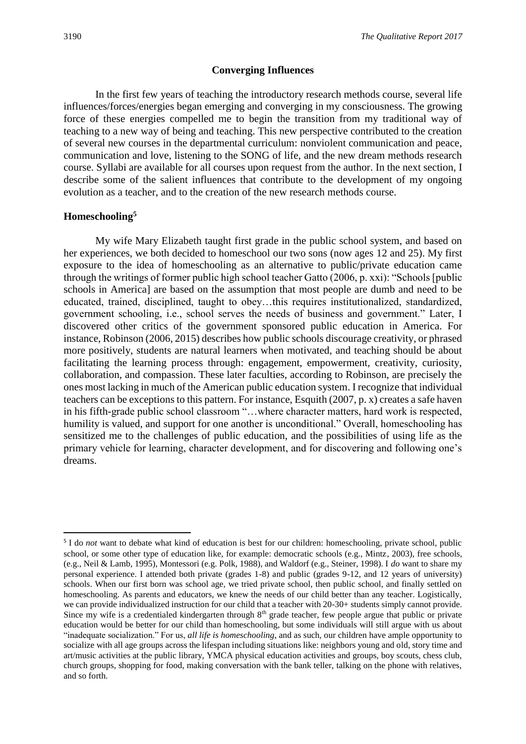## Converging Influences

In the first few years of teaching the introductory research methods course, several life influences/forces/energies began emerging and converging in my consciousness. The growing force of these energies compelled me to begin the transition from my traditional way of teaching to a new way of being and teaching. This new perspective contributed to the creation of several new courses in the departmental curriculum: nonviolent communication and peace, communication and love, listening to the SONG of life, and the new dream methods research course. Syllabi are available for all courses upon request from the author. In the next section, I describe some of the salient influences that contribute to the development of my ongoing evolution as a teacher, and to the creation of the new research methods course.

### Homeschooling[5]

My wife Mary Elizabeth taught first grade in the public school system, and based on her experiences, we both decided to homeschool our two sons (now ages 12 and 25). My first exposure to the idea of homeschooling as an alternative to public/private education came through the writings of former public high school teacher Gatto (2006, p. xxi): "Schools [public schools in America] are based on the assumption that most people are dumb and need to be educated, trained, disciplined, taught to obey…this requires institutionalized, standardized, government schooling, i.e., school serves the needs of business and government." Later, I discovered other critics of the government sponsored public education in America. For instance, Robinson (2006, 2015) describes how public schools discourage creativity, or phrased more positively, students are natural learners when motivated, and teaching should be about facilitating the learning process through: engagement, empowerment, creativity, curiosity, collaboration, and compassion. These later faculties, according to Robinson, are precisely the ones most lacking in much of the American public education system. I recognize that individual teachers can be exceptions to this pattern. For instance, Esquith (2007, p. x) creates a safe haven in his fifth-grade public school classroom "…where character matters, hard work is respected, humility is valued, and support for one another is unconditional." Overall, homeschooling has sensitized me to the challenges of public education, and the possibilities of using life as the primary vehicle for learning, character development, and for discovering and following one's dreams.

---

[5] I do *not* want to debate what kind of education is best for our children: homeschooling, private school, public school, or some other type of education like, for example: democratic schools (e.g., Mintz, 2003), free schools, (e.g., Neil & Lamb, 1995), Montessori (e.g. Polk, 1988), and Waldorf (e.g., Steiner, 1998). I *do* want to share my personal experience. I attended both private (grades 1-8) and public (grades 9-12, and 12 years of university) schools. When our first born was school age, we tried private school, then public school, and finally settled on homeschooling. As parents and educators, we knew the needs of our child better than any teacher. Logistically, we can provide individualized instruction for our child that a teacher with 20-30+ students simply cannot provide. Since my wife is a credentialed kindergarten through 8th grade teacher, few people argue that public or private education would be better for our child than homeschooling, but some individuals will still argue with us about "inadequate socialization." For us, *all life is homeschooling*, and as such, our children have ample opportunity to socialize with all age groups across the lifespan including situations like: neighbors young and old, story time and art/music activities at the public library, YMCA physical education activities and groups, boy scouts, chess club, church groups, shopping for food, making conversation with the bank teller, talking on the phone with relatives, and so forth.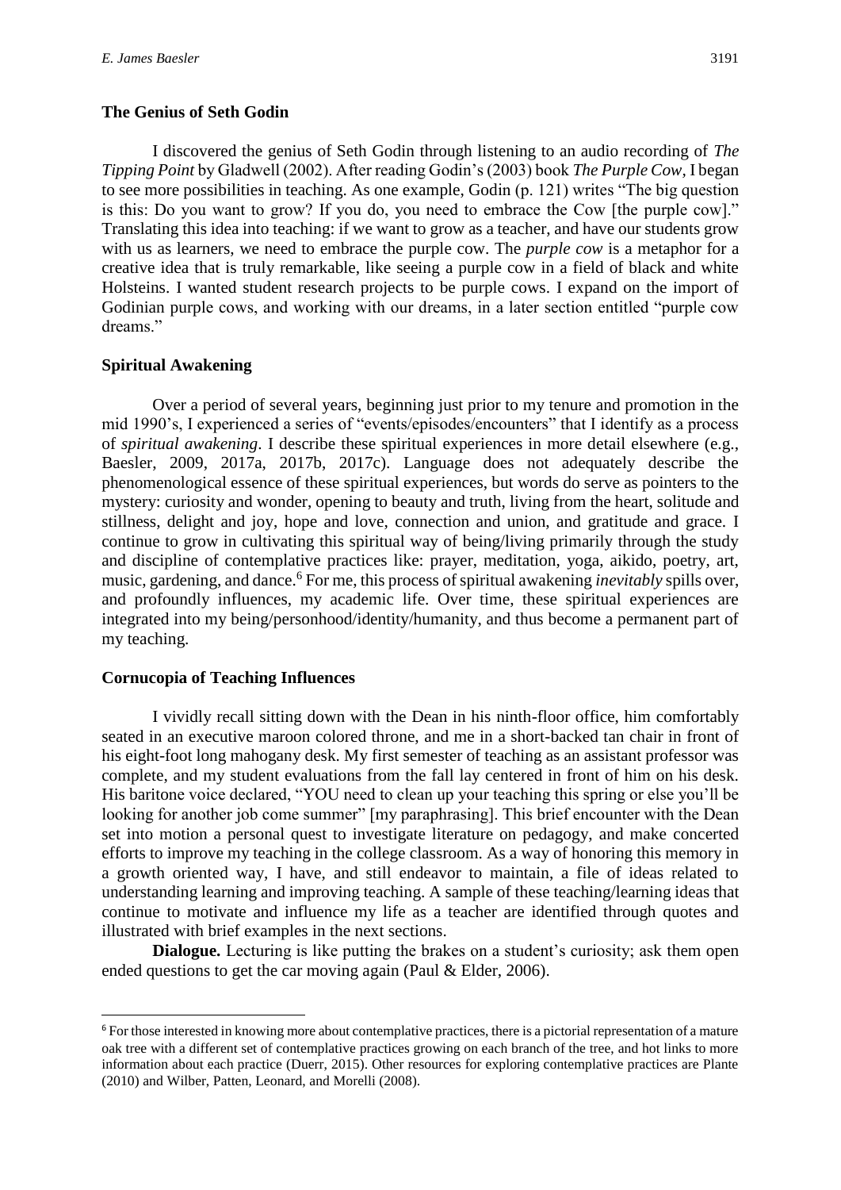### The Genius of Seth Godin

I discovered the genius of Seth Godin through listening to an audio recording of *The Tipping Point* by Gladwell (2002). After reading Godin's (2003) book *The Purple Cow*, I began to see more possibilities in teaching. As one example, Godin (p. 121) writes "The big question is this: Do you want to grow? If you do, you need to embrace the Cow [the purple cow]." Translating this idea into teaching: if we want to grow as a teacher, and have our students grow with us as learners, we need to embrace the purple cow. The *purple cow* is a metaphor for a creative idea that is truly remarkable, like seeing a purple cow in a field of black and white Holsteins. I wanted student research projects to be purple cows. I expand on the import of Godinian purple cows, and working with our dreams, in a later section entitled "purple cow dreams."

### Spiritual Awakening

Over a period of several years, beginning just prior to my tenure and promotion in the mid 1990's, I experienced a series of "events/episodes/encounters" that I identify as a process of *spiritual awakening*. I describe these spiritual experiences in more detail elsewhere (e.g., Baesler, 2009, 2017a, 2017b, 2017c). Language does not adequately describe the phenomenological essence of these spiritual experiences, but words do serve as pointers to the mystery: curiosity and wonder, opening to beauty and truth, living from the heart, solitude and stillness, delight and joy, hope and love, connection and union, and gratitude and grace. I continue to grow in cultivating this spiritual way of being/living primarily through the study and discipline of contemplative practices like: prayer, meditation, yoga, aikido, poetry, art, music, gardening, and dance.[6] For me, this process of spiritual awakening *inevitably* spills over, and profoundly influences, my academic life. Over time, these spiritual experiences are integrated into my being/personhood/identity/humanity, and thus become a permanent part of my teaching.

### Cornucopia of Teaching Influences

I vividly recall sitting down with the Dean in his ninth-floor office, him comfortably seated in an executive maroon colored throne, and me in a short-backed tan chair in front of his eight-foot long mahogany desk. My first semester of teaching as an assistant professor was complete, and my student evaluations from the fall lay centered in front of him on his desk. His baritone voice declared, "YOU need to clean up your teaching this spring or else you'll be looking for another job come summer" [my paraphrasing]. This brief encounter with the Dean set into motion a personal quest to investigate literature on pedagogy, and make concerted efforts to improve my teaching in the college classroom. As a way of honoring this memory in a growth oriented way, I have, and still endeavor to maintain, a file of ideas related to understanding learning and improving teaching. A sample of these teaching/learning ideas that continue to motivate and influence my life as a teacher are identified through quotes and illustrated with brief examples in the next sections.

**Dialogue.** Lecturing is like putting the brakes on a student's curiosity; ask them open ended questions to get the car moving again (Paul & Elder, 2006).

---

[6] For those interested in knowing more about contemplative practices, there is a pictorial representation of a mature oak tree with a different set of contemplative practices growing on each branch of the tree, and hot links to more information about each practice (Duerr, 2015). Other resources for exploring contemplative practices are Plante (2010) and Wilber, Patten, Leonard, and Morelli (2008).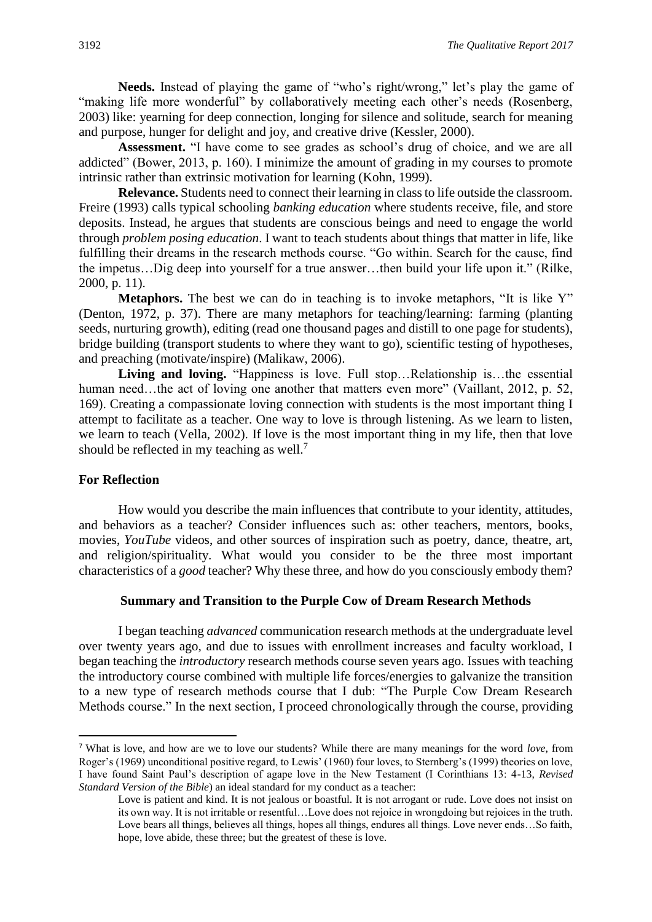**Needs.** Instead of playing the game of "who's right/wrong," let's play the game of "making life more wonderful" by collaboratively meeting each other's needs (Rosenberg, 2003) like: yearning for deep connection, longing for silence and solitude, search for meaning and purpose, hunger for delight and joy, and creative drive (Kessler, 2000).

**Assessment.** "I have come to see grades as school's drug of choice, and we are all addicted" (Bower, 2013, p. 160). I minimize the amount of grading in my courses to promote intrinsic rather than extrinsic motivation for learning (Kohn, 1999).

**Relevance.** Students need to connect their learning in class to life outside the classroom. Freire (1993) calls typical schooling *banking education* where students receive, file, and store deposits. Instead, he argues that students are conscious beings and need to engage the world through *problem posing education*. I want to teach students about things that matter in life, like fulfilling their dreams in the research methods course. "Go within. Search for the cause, find the impetus…Dig deep into yourself for a true answer…then build your life upon it." (Rilke, 2000, p. 11).

**Metaphors.** The best we can do in teaching is to invoke metaphors, "It is like Y" (Denton, 1972, p. 37). There are many metaphors for teaching/learning: farming (planting seeds, nurturing growth), editing (read one thousand pages and distill to one page for students), bridge building (transport students to where they want to go), scientific testing of hypotheses, and preaching (motivate/inspire) (Malikaw, 2006).

**Living and loving.** "Happiness is love. Full stop…Relationship is…the essential human need…the act of loving one another that matters even more" (Vaillant, 2012, p. 52, 169). Creating a compassionate loving connection with students is the most important thing I attempt to facilitate as a teacher. One way to love is through listening. As we learn to listen, we learn to teach (Vella, 2002). If love is the most important thing in my life, then that love should be reflected in my teaching as well.[7]

### For Reflection

How would you describe the main influences that contribute to your identity, attitudes, and behaviors as a teacher? Consider influences such as: other teachers, mentors, books, movies, *YouTube* videos, and other sources of inspiration such as poetry, dance, theatre, art, and religion/spirituality. What would you consider to be the three most important characteristics of a *good* teacher? Why these three, and how do you consciously embody them?

## Summary and Transition to the Purple Cow of Dream Research Methods

I began teaching *advanced* communication research methods at the undergraduate level over twenty years ago, and due to issues with enrollment increases and faculty workload, I began teaching the *introductory* research methods course seven years ago. Issues with teaching the introductory course combined with multiple life forces/energies to galvanize the transition to a new type of research methods course that I dub: "The Purple Cow Dream Research Methods course." In the next section, I proceed chronologically through the course, providing

---

[7] What is love, and how are we to love our students? While there are many meanings for the word *love*, from Roger's (1969) unconditional positive regard, to Lewis' (1960) four loves, to Sternberg's (1999) theories on love, I have found Saint Paul's description of agape love in the New Testament (I Corinthians 13: 4-13, *Revised Standard Version of the Bible*) an ideal standard for my conduct as a teacher:

> Love is patient and kind. It is not jealous or boastful. It is not arrogant or rude. Love does not insist on its own way. It is not irritable or resentful…Love does not rejoice in wrongdoing but rejoices in the truth. Love bears all things, believes all things, hopes all things, endures all things. Love never ends…So faith, hope, love abide, these three; but the greatest of these is love.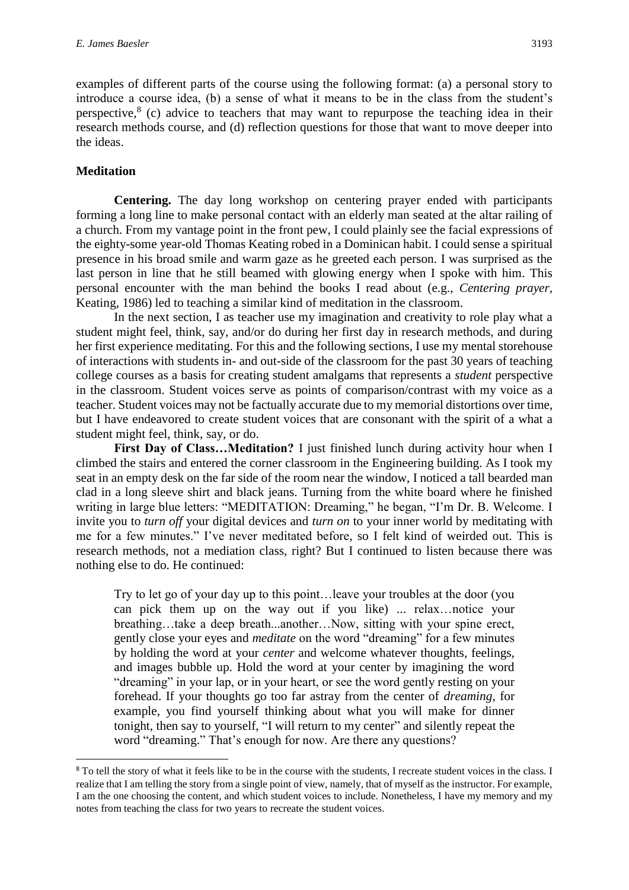examples of different parts of the course using the following format: (a) a personal story to introduce a course idea, (b) a sense of what it means to be in the class from the student's perspective,[8] (c) advice to teachers that may want to repurpose the teaching idea in their research methods course, and (d) reflection questions for those that want to move deeper into the ideas.

## Meditation

**Centering.** The day long workshop on centering prayer ended with participants forming a long line to make personal contact with an elderly man seated at the altar railing of a church. From my vantage point in the front pew, I could plainly see the facial expressions of the eighty-some year-old Thomas Keating robed in a Dominican habit. I could sense a spiritual presence in his broad smile and warm gaze as he greeted each person. I was surprised as the last person in line that he still beamed with glowing energy when I spoke with him. This personal encounter with the man behind the books I read about (e.g., *Centering prayer*, Keating, 1986) led to teaching a similar kind of meditation in the classroom.

In the next section, I as teacher use my imagination and creativity to role play what a student might feel, think, say, and/or do during her first day in research methods, and during her first experience meditating. For this and the following sections, I use my mental storehouse of interactions with students in- and out-side of the classroom for the past 30 years of teaching college courses as a basis for creating student amalgams that represents a *student* perspective in the classroom. Student voices serve as points of comparison/contrast with my voice as a teacher. Student voices may not be factually accurate due to my memorial distortions over time, but I have endeavored to create student voices that are consonant with the spirit of a what a student might feel, think, say, or do.

**First Day of Class…Meditation?** I just finished lunch during activity hour when I climbed the stairs and entered the corner classroom in the Engineering building. As I took my seat in an empty desk on the far side of the room near the window, I noticed a tall bearded man clad in a long sleeve shirt and black jeans. Turning from the white board where he finished writing in large blue letters: "MEDITATION: Dreaming," he began, "I'm Dr. B. Welcome. I invite you to *turn off* your digital devices and *turn on* to your inner world by meditating with me for a few minutes." I've never meditated before, so I felt kind of weirded out. This is research methods, not a mediation class, right? But I continued to listen because there was nothing else to do. He continued:

> Try to let go of your day up to this point…leave your troubles at the door (you can pick them up on the way out if you like) ... relax…notice your breathing…take a deep breath...another…Now, sitting with your spine erect, gently close your eyes and *meditate* on the word "dreaming" for a few minutes by holding the word at your *center* and welcome whatever thoughts, feelings, and images bubble up. Hold the word at your center by imagining the word "dreaming" in your lap, or in your heart, or see the word gently resting on your forehead. If your thoughts go too far astray from the center of *dreaming*, for example, you find yourself thinking about what you will make for dinner tonight, then say to yourself, "I will return to my center" and silently repeat the word "dreaming." That's enough for now. Are there any questions?

[8] To tell the story of what it feels like to be in the course with the students, I recreate student voices in the class. I realize that I am telling the story from a single point of view, namely, that of myself as the instructor. For example, I am the one choosing the content, and which student voices to include. Nonetheless, I have my memory and my notes from teaching the class for two years to recreate the student voices.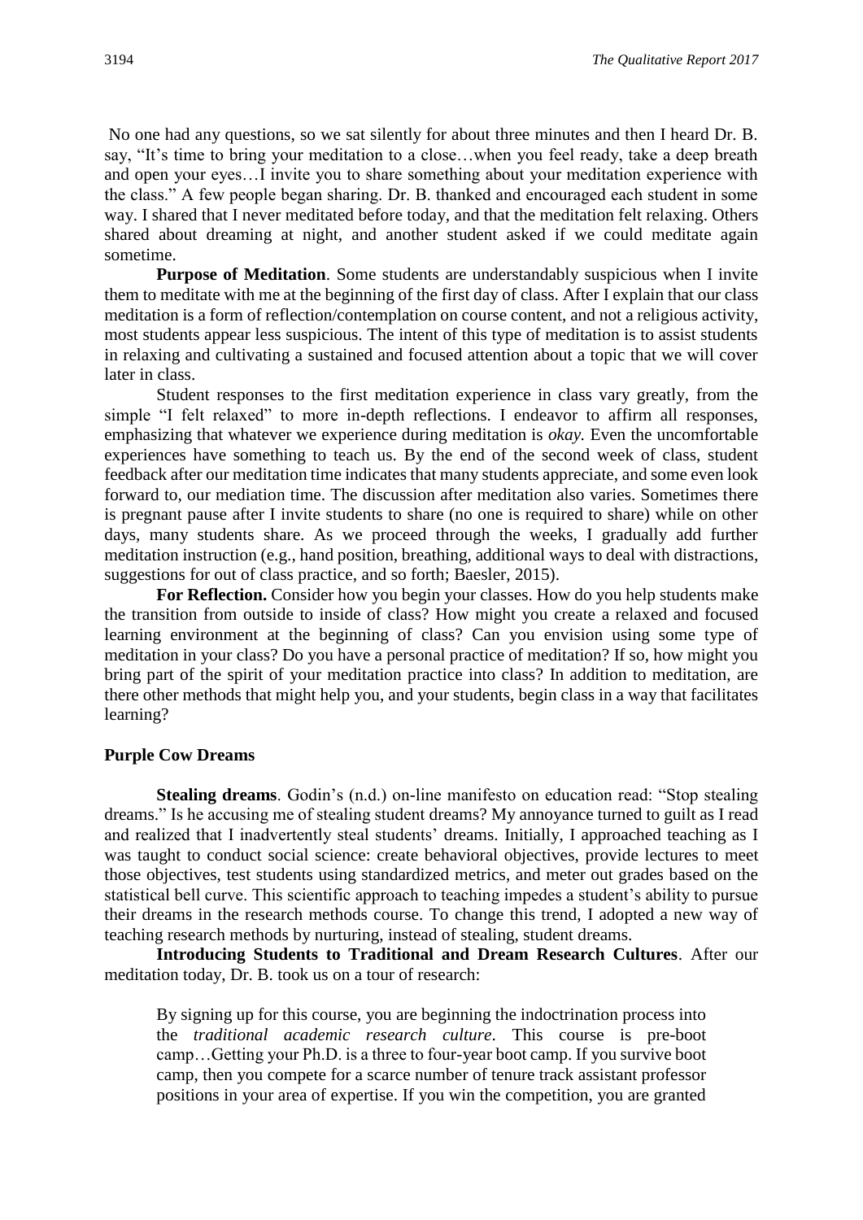No one had any questions, so we sat silently for about three minutes and then I heard Dr. B. say, "It's time to bring your meditation to a close…when you feel ready, take a deep breath and open your eyes…I invite you to share something about your meditation experience with the class." A few people began sharing. Dr. B. thanked and encouraged each student in some way. I shared that I never meditated before today, and that the meditation felt relaxing. Others shared about dreaming at night, and another student asked if we could meditate again sometime.

**Purpose of Meditation**. Some students are understandably suspicious when I invite them to meditate with me at the beginning of the first day of class. After I explain that our class meditation is a form of reflection/contemplation on course content, and not a religious activity, most students appear less suspicious. The intent of this type of meditation is to assist students in relaxing and cultivating a sustained and focused attention about a topic that we will cover later in class.

Student responses to the first meditation experience in class vary greatly, from the simple "I felt relaxed" to more in-depth reflections. I endeavor to affirm all responses, emphasizing that whatever we experience during meditation is *okay.* Even the uncomfortable experiences have something to teach us. By the end of the second week of class, student feedback after our meditation time indicates that many students appreciate, and some even look forward to, our mediation time. The discussion after meditation also varies. Sometimes there is pregnant pause after I invite students to share (no one is required to share) while on other days, many students share. As we proceed through the weeks, I gradually add further meditation instruction (e.g., hand position, breathing, additional ways to deal with distractions, suggestions for out of class practice, and so forth; Baesler, 2015).

**For Reflection.** Consider how you begin your classes. How do you help students make the transition from outside to inside of class? How might you create a relaxed and focused learning environment at the beginning of class? Can you envision using some type of meditation in your class? Do you have a personal practice of meditation? If so, how might you bring part of the spirit of your meditation practice into class? In addition to meditation, are there other methods that might help you, and your students, begin class in a way that facilitates learning?

### Purple Cow Dreams

**Stealing dreams**. Godin's (n.d.) on-line manifesto on education read: "Stop stealing dreams." Is he accusing me of stealing student dreams? My annoyance turned to guilt as I read and realized that I inadvertently steal students' dreams. Initially, I approached teaching as I was taught to conduct social science: create behavioral objectives, provide lectures to meet those objectives, test students using standardized metrics, and meter out grades based on the statistical bell curve. This scientific approach to teaching impedes a student's ability to pursue their dreams in the research methods course. To change this trend, I adopted a new way of teaching research methods by nurturing, instead of stealing, student dreams.

**Introducing Students to Traditional and Dream Research Cultures**. After our meditation today, Dr. B. took us on a tour of research:

> By signing up for this course, you are beginning the indoctrination process into the *traditional academic research culture*. This course is pre-boot camp…Getting your Ph.D. is a three to four-year boot camp. If you survive boot camp, then you compete for a scarce number of tenure track assistant professor positions in your area of expertise. If you win the competition, you are granted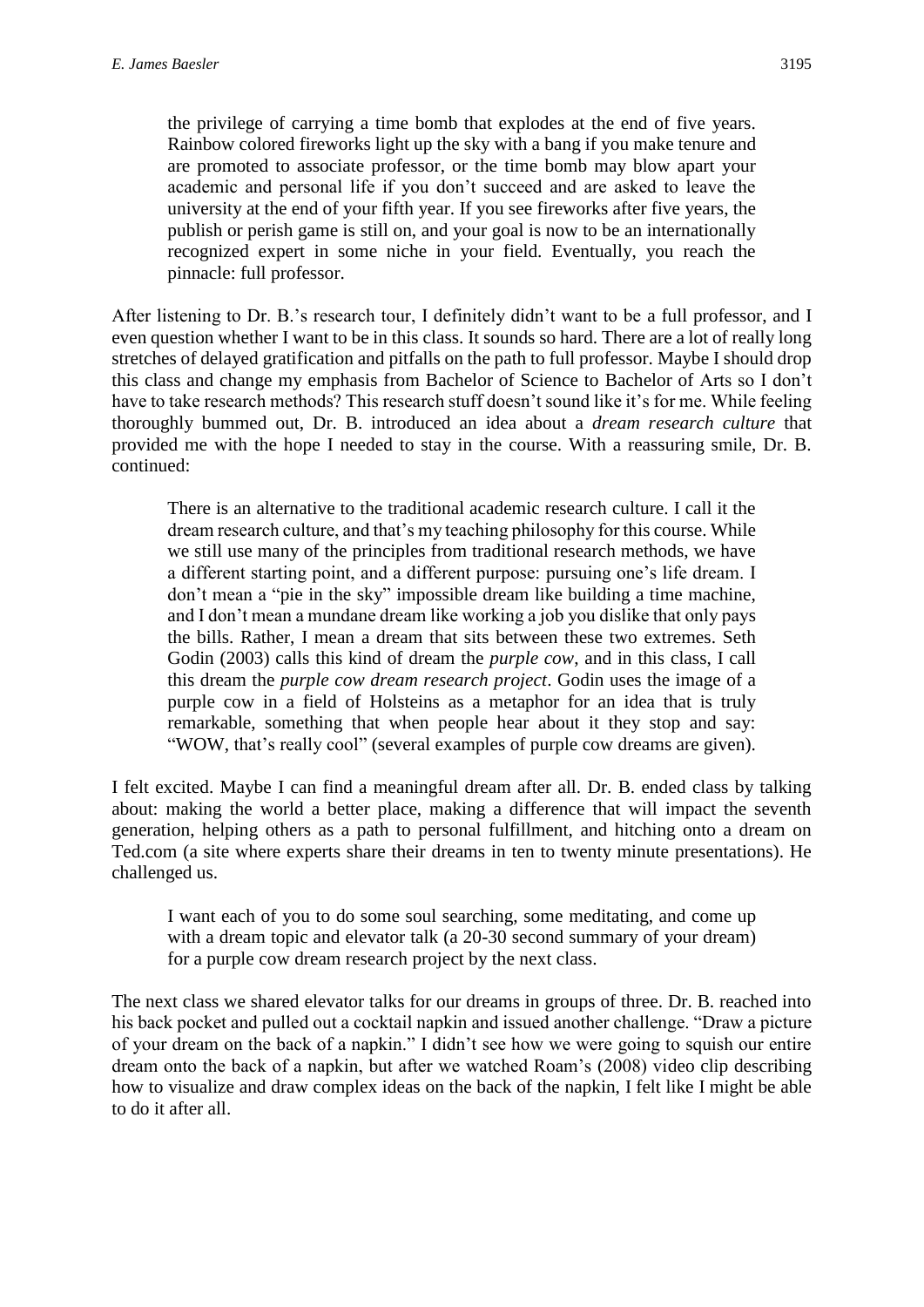> the privilege of carrying a time bomb that explodes at the end of five years. Rainbow colored fireworks light up the sky with a bang if you make tenure and are promoted to associate professor, or the time bomb may blow apart your academic and personal life if you don't succeed and are asked to leave the university at the end of your fifth year. If you see fireworks after five years, the publish or perish game is still on, and your goal is now to be an internationally recognized expert in some niche in your field. Eventually, you reach the pinnacle: full professor.

After listening to Dr. B.'s research tour, I definitely didn't want to be a full professor, and I even question whether I want to be in this class. It sounds so hard. There are a lot of really long stretches of delayed gratification and pitfalls on the path to full professor. Maybe I should drop this class and change my emphasis from Bachelor of Science to Bachelor of Arts so I don't have to take research methods? This research stuff doesn't sound like it's for me. While feeling thoroughly bummed out, Dr. B. introduced an idea about a *dream research culture* that provided me with the hope I needed to stay in the course. With a reassuring smile, Dr. B. continued:

> There is an alternative to the traditional academic research culture. I call it the dream research culture, and that's my teaching philosophy for this course. While we still use many of the principles from traditional research methods, we have a different starting point, and a different purpose: pursuing one's life dream. I don't mean a "pie in the sky" impossible dream like building a time machine, and I don't mean a mundane dream like working a job you dislike that only pays the bills. Rather, I mean a dream that sits between these two extremes. Seth Godin (2003) calls this kind of dream the *purple cow*, and in this class, I call this dream the *purple cow dream research project*. Godin uses the image of a purple cow in a field of Holsteins as a metaphor for an idea that is truly remarkable, something that when people hear about it they stop and say: "WOW, that's really cool" (several examples of purple cow dreams are given).

I felt excited. Maybe I can find a meaningful dream after all. Dr. B. ended class by talking about: making the world a better place, making a difference that will impact the seventh generation, helping others as a path to personal fulfillment, and hitching onto a dream on Ted.com (a site where experts share their dreams in ten to twenty minute presentations). He challenged us.

> I want each of you to do some soul searching, some meditating, and come up with a dream topic and elevator talk (a 20-30 second summary of your dream) for a purple cow dream research project by the next class.

The next class we shared elevator talks for our dreams in groups of three. Dr. B. reached into his back pocket and pulled out a cocktail napkin and issued another challenge. "Draw a picture of your dream on the back of a napkin." I didn't see how we were going to squish our entire dream onto the back of a napkin, but after we watched Roam's (2008) video clip describing how to visualize and draw complex ideas on the back of the napkin, I felt like I might be able to do it after all.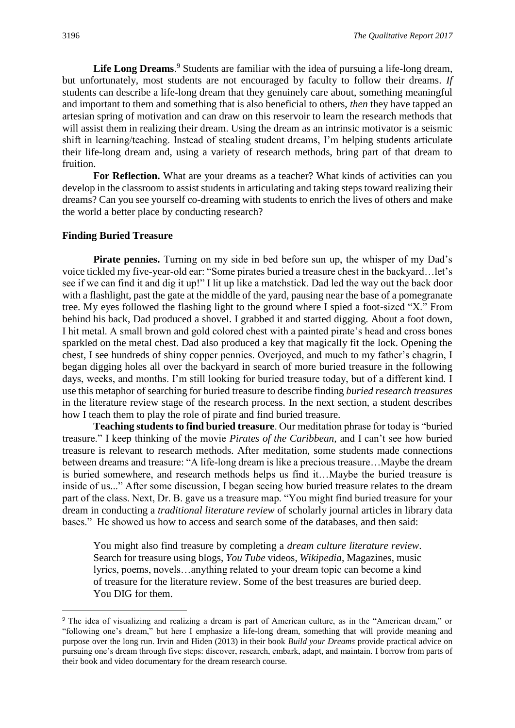**Life Long Dreams**.[9] Students are familiar with the idea of pursuing a life-long dream, but unfortunately, most students are not encouraged by faculty to follow their dreams. *If* students can describe a life-long dream that they genuinely care about, something meaningful and important to them and something that is also beneficial to others, *then* they have tapped an artesian spring of motivation and can draw on this reservoir to learn the research methods that will assist them in realizing their dream. Using the dream as an intrinsic motivator is a seismic shift in learning/teaching. Instead of stealing student dreams, I'm helping students articulate their life-long dream and, using a variety of research methods, bring part of that dream to fruition.

**For Reflection.** What are your dreams as a teacher? What kinds of activities can you develop in the classroom to assist students in articulating and taking steps toward realizing their dreams? Can you see yourself co-dreaming with students to enrich the lives of others and make the world a better place by conducting research?

### Finding Buried Treasure

**Pirate pennies.** Turning on my side in bed before sun up, the whisper of my Dad's voice tickled my five-year-old ear: "Some pirates buried a treasure chest in the backyard…let's see if we can find it and dig it up!" I lit up like a matchstick. Dad led the way out the back door with a flashlight, past the gate at the middle of the yard, pausing near the base of a pomegranate tree. My eyes followed the flashing light to the ground where I spied a foot-sized "X." From behind his back, Dad produced a shovel. I grabbed it and started digging. About a foot down, I hit metal. A small brown and gold colored chest with a painted pirate's head and cross bones sparkled on the metal chest. Dad also produced a key that magically fit the lock. Opening the chest, I see hundreds of shiny copper pennies. Overjoyed, and much to my father's chagrin, I began digging holes all over the backyard in search of more buried treasure in the following days, weeks, and months. I'm still looking for buried treasure today, but of a different kind. I use this metaphor of searching for buried treasure to describe finding *buried research treasures* in the literature review stage of the research process. In the next section, a student describes how I teach them to play the role of pirate and find buried treasure.

**Teaching students to find buried treasure**. Our meditation phrase for today is "buried treasure." I keep thinking of the movie *Pirates of the Caribbean,* and I can't see how buried treasure is relevant to research methods. After meditation, some students made connections between dreams and treasure: "A life-long dream is like a precious treasure…Maybe the dream is buried somewhere, and research methods helps us find it…Maybe the buried treasure is inside of us..." After some discussion, I began seeing how buried treasure relates to the dream part of the class. Next, Dr. B. gave us a treasure map. "You might find buried treasure for your dream in conducting a *traditional literature review* of scholarly journal articles in library data bases." He showed us how to access and search some of the databases, and then said:

> You might also find treasure by completing a *dream culture literature review*. Search for treasure using blogs, *You Tube* videos, *Wikipedia*, Magazines, music lyrics, poems, novels…anything related to your dream topic can become a kind of treasure for the literature review. Some of the best treasures are buried deep. You DIG for them.

---

[9] The idea of visualizing and realizing a dream is part of American culture, as in the "American dream," or "following one's dream," but here I emphasize a life-long dream, something that will provide meaning and purpose over the long run. Irvin and Hiden (2013) in their book *Build your Dreams* provide practical advice on pursuing one's dream through five steps: discover, research, embark, adapt, and maintain. I borrow from parts of their book and video documentary for the dream research course.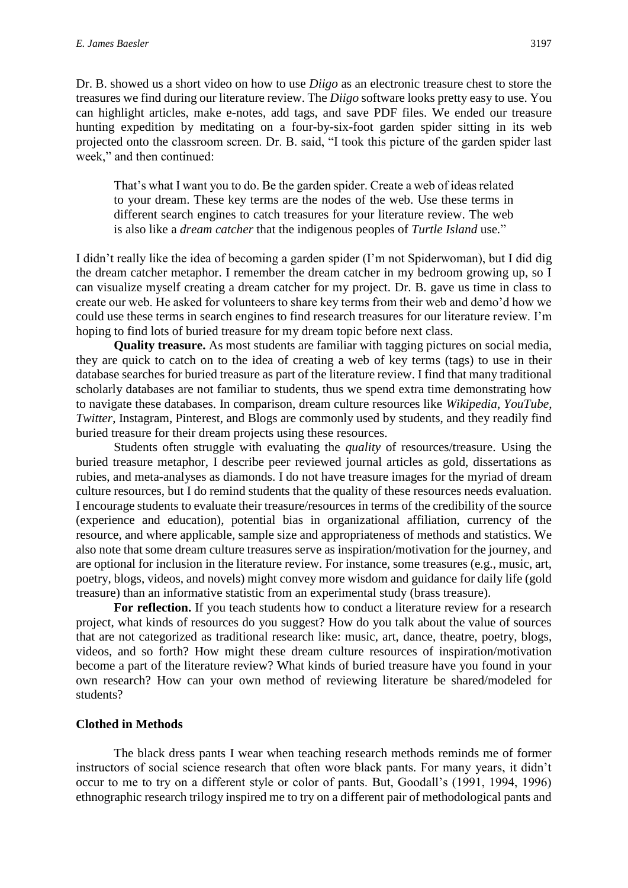Dr. B. showed us a short video on how to use *Diigo* as an electronic treasure chest to store the treasures we find during our literature review. The *Diigo* software looks pretty easy to use. You can highlight articles, make e-notes, add tags, and save PDF files. We ended our treasure hunting expedition by meditating on a four-by-six-foot garden spider sitting in its web projected onto the classroom screen. Dr. B. said, "I took this picture of the garden spider last week," and then continued:

> That's what I want you to do. Be the garden spider. Create a web of ideas related to your dream. These key terms are the nodes of the web. Use these terms in different search engines to catch treasures for your literature review. The web is also like a *dream catcher* that the indigenous peoples of *Turtle Island* use."

I didn't really like the idea of becoming a garden spider (I'm not Spiderwoman), but I did dig the dream catcher metaphor. I remember the dream catcher in my bedroom growing up, so I can visualize myself creating a dream catcher for my project. Dr. B. gave us time in class to create our web. He asked for volunteers to share key terms from their web and demo'd how we could use these terms in search engines to find research treasures for our literature review. I'm hoping to find lots of buried treasure for my dream topic before next class.

**Quality treasure.** As most students are familiar with tagging pictures on social media, they are quick to catch on to the idea of creating a web of key terms (tags) to use in their database searches for buried treasure as part of the literature review. I find that many traditional scholarly databases are not familiar to students, thus we spend extra time demonstrating how to navigate these databases. In comparison, dream culture resources like *Wikipedia*, *YouTube*, *Twitter*, Instagram, Pinterest, and Blogs are commonly used by students, and they readily find buried treasure for their dream projects using these resources.

Students often struggle with evaluating the *quality* of resources/treasure. Using the buried treasure metaphor, I describe peer reviewed journal articles as gold, dissertations as rubies, and meta-analyses as diamonds. I do not have treasure images for the myriad of dream culture resources, but I do remind students that the quality of these resources needs evaluation. I encourage students to evaluate their treasure/resources in terms of the credibility of the source (experience and education), potential bias in organizational affiliation, currency of the resource, and where applicable, sample size and appropriateness of methods and statistics. We also note that some dream culture treasures serve as inspiration/motivation for the journey, and are optional for inclusion in the literature review. For instance, some treasures (e.g., music, art, poetry, blogs, videos, and novels) might convey more wisdom and guidance for daily life (gold treasure) than an informative statistic from an experimental study (brass treasure).

**For reflection.** If you teach students how to conduct a literature review for a research project, what kinds of resources do you suggest? How do you talk about the value of sources that are not categorized as traditional research like: music, art, dance, theatre, poetry, blogs, videos, and so forth? How might these dream culture resources of inspiration/motivation become a part of the literature review? What kinds of buried treasure have you found in your own research? How can your own method of reviewing literature be shared/modeled for students?

### Clothed in Methods

The black dress pants I wear when teaching research methods reminds me of former instructors of social science research that often wore black pants. For many years, it didn't occur to me to try on a different style or color of pants. But, Goodall's (1991, 1994, 1996) ethnographic research trilogy inspired me to try on a different pair of methodological pants and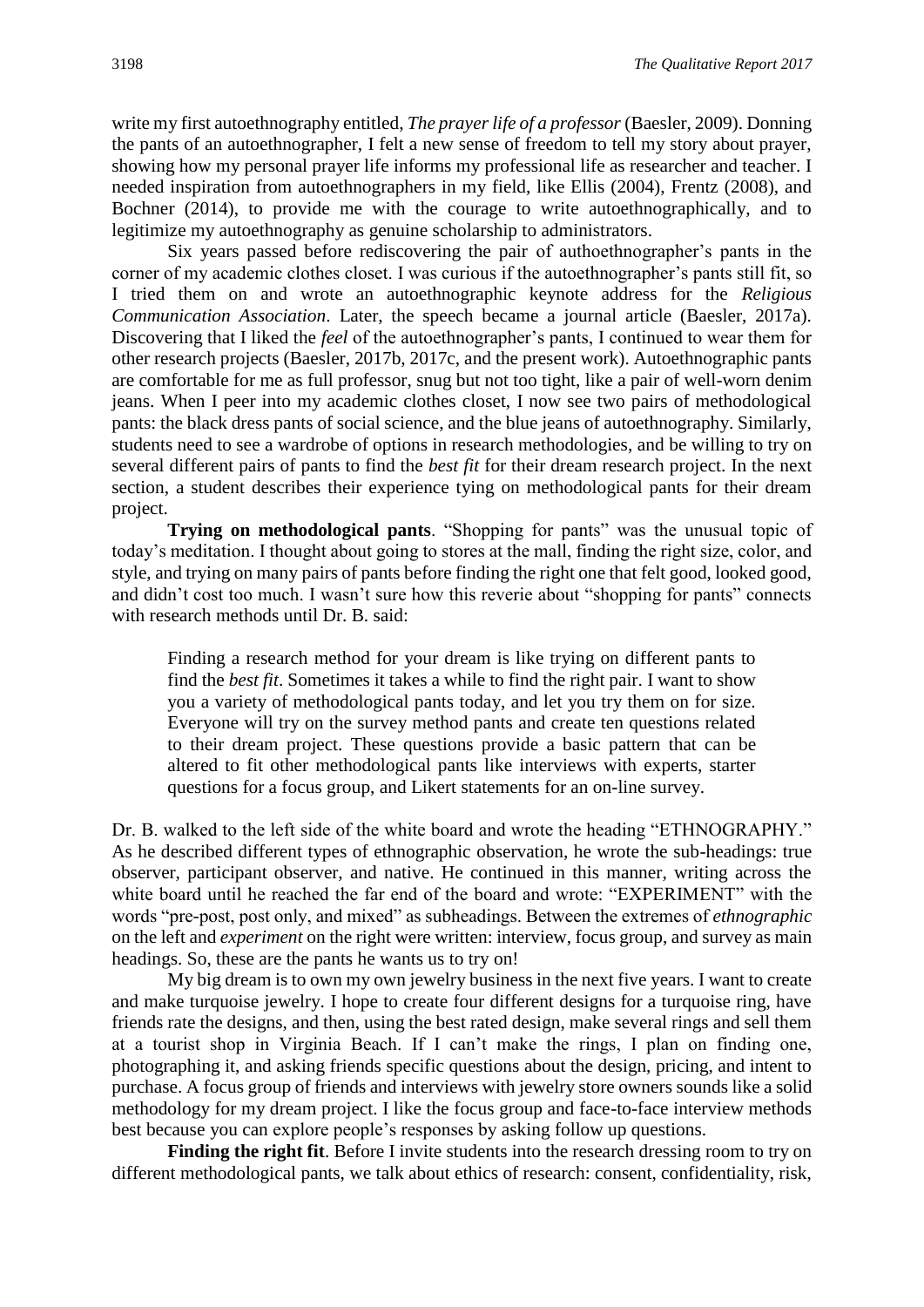write my first autoethnography entitled, *The prayer life of a professor* (Baesler, 2009). Donning the pants of an autoethnographer, I felt a new sense of freedom to tell my story about prayer, showing how my personal prayer life informs my professional life as researcher and teacher. I needed inspiration from autoethnographers in my field, like Ellis (2004), Frentz (2008), and Bochner (2014), to provide me with the courage to write autoethnographically, and to legitimize my autoethnography as genuine scholarship to administrators.

Six years passed before rediscovering the pair of authoethnographer's pants in the corner of my academic clothes closet. I was curious if the autoethnographer's pants still fit, so I tried them on and wrote an autoethnographic keynote address for the *Religious Communication Association*. Later, the speech became a journal article (Baesler, 2017a). Discovering that I liked the *feel* of the autoethnographer's pants, I continued to wear them for other research projects (Baesler, 2017b, 2017c, and the present work). Autoethnographic pants are comfortable for me as full professor, snug but not too tight, like a pair of well-worn denim jeans. When I peer into my academic clothes closet, I now see two pairs of methodological pants: the black dress pants of social science, and the blue jeans of autoethnography. Similarly, students need to see a wardrobe of options in research methodologies, and be willing to try on several different pairs of pants to find the *best fit* for their dream research project. In the next section, a student describes their experience tying on methodological pants for their dream project.

**Trying on methodological pants**. "Shopping for pants" was the unusual topic of today's meditation. I thought about going to stores at the mall, finding the right size, color, and style, and trying on many pairs of pants before finding the right one that felt good, looked good, and didn't cost too much. I wasn't sure how this reverie about "shopping for pants" connects with research methods until Dr. B. said:

> Finding a research method for your dream is like trying on different pants to find the *best fit*. Sometimes it takes a while to find the right pair. I want to show you a variety of methodological pants today, and let you try them on for size. Everyone will try on the survey method pants and create ten questions related to their dream project. These questions provide a basic pattern that can be altered to fit other methodological pants like interviews with experts, starter questions for a focus group, and Likert statements for an on-line survey.

Dr. B. walked to the left side of the white board and wrote the heading "ETHNOGRAPHY." As he described different types of ethnographic observation, he wrote the sub-headings: true observer, participant observer, and native. He continued in this manner, writing across the white board until he reached the far end of the board and wrote: "EXPERIMENT" with the words "pre-post, post only, and mixed" as subheadings. Between the extremes of *ethnographic* on the left and *experiment* on the right were written: interview, focus group, and survey as main headings. So, these are the pants he wants us to try on!

My big dream is to own my own jewelry business in the next five years. I want to create and make turquoise jewelry. I hope to create four different designs for a turquoise ring, have friends rate the designs, and then, using the best rated design, make several rings and sell them at a tourist shop in Virginia Beach. If I can't make the rings, I plan on finding one, photographing it, and asking friends specific questions about the design, pricing, and intent to purchase. A focus group of friends and interviews with jewelry store owners sounds like a solid methodology for my dream project. I like the focus group and face-to-face interview methods best because you can explore people's responses by asking follow up questions.

**Finding the right fit**. Before I invite students into the research dressing room to try on different methodological pants, we talk about ethics of research: consent, confidentiality, risk,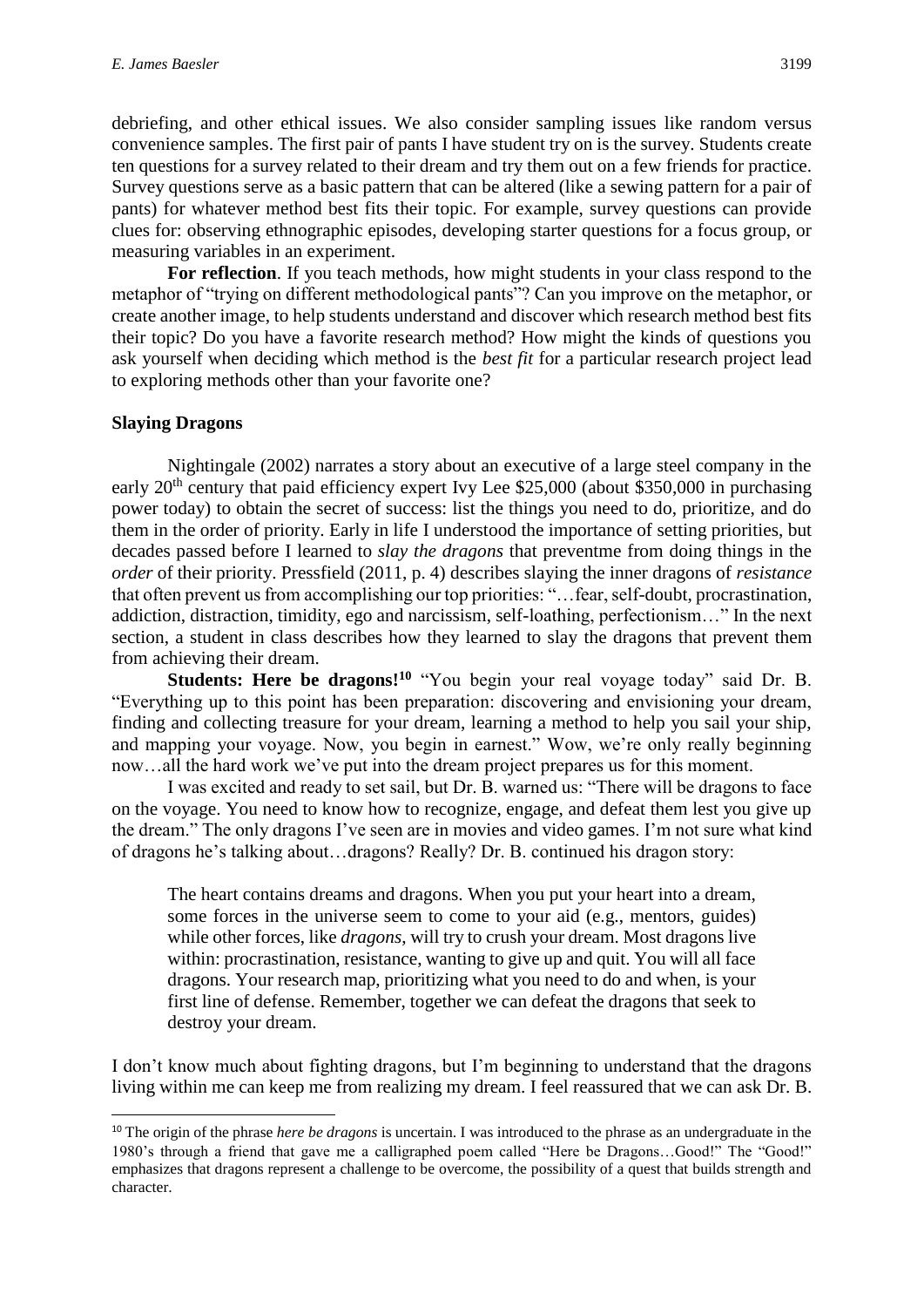debriefing, and other ethical issues. We also consider sampling issues like random versus convenience samples. The first pair of pants I have student try on is the survey. Students create ten questions for a survey related to their dream and try them out on a few friends for practice. Survey questions serve as a basic pattern that can be altered (like a sewing pattern for a pair of pants) for whatever method best fits their topic. For example, survey questions can provide clues for: observing ethnographic episodes, developing starter questions for a focus group, or measuring variables in an experiment.

**For reflection**. If you teach methods, how might students in your class respond to the metaphor of "trying on different methodological pants"? Can you improve on the metaphor, or create another image, to help students understand and discover which research method best fits their topic? Do you have a favorite research method? How might the kinds of questions you ask yourself when deciding which method is the *best fit* for a particular research project lead to exploring methods other than your favorite one?

### Slaying Dragons

Nightingale (2002) narrates a story about an executive of a large steel company in the early 20th century that paid efficiency expert Ivy Lee $25,000 (about $350,000 in purchasing power today) to obtain the secret of success: list the things you need to do, prioritize, and do them in the order of priority. Early in life I understood the importance of setting priorities, but decades passed before I learned to *slay the dragons* that preventme from doing things in the *order* of their priority. Pressfield (2011, p. 4) describes slaying the inner dragons of *resistance* that often prevent us from accomplishing our top priorities: "…fear, self-doubt, procrastination, addiction, distraction, timidity, ego and narcissism, self-loathing, perfectionism…" In the next section, a student in class describes how they learned to slay the dragons that prevent them from achieving their dream.

**Students: Here be dragons![10]** "You begin your real voyage today" said Dr. B. "Everything up to this point has been preparation: discovering and envisioning your dream, finding and collecting treasure for your dream, learning a method to help you sail your ship, and mapping your voyage. Now, you begin in earnest." Wow, we're only really beginning now…all the hard work we've put into the dream project prepares us for this moment.

I was excited and ready to set sail, but Dr. B. warned us: "There will be dragons to face on the voyage. You need to know how to recognize, engage, and defeat them lest you give up the dream." The only dragons I've seen are in movies and video games. I'm not sure what kind of dragons he's talking about…dragons? Really? Dr. B. continued his dragon story:

> The heart contains dreams and dragons. When you put your heart into a dream, some forces in the universe seem to come to your aid (e.g., mentors, guides) while other forces, like *dragons*, will try to crush your dream. Most dragons live within: procrastination, resistance, wanting to give up and quit. You will all face dragons. Your research map, prioritizing what you need to do and when, is your first line of defense. Remember, together we can defeat the dragons that seek to destroy your dream.

I don't know much about fighting dragons, but I'm beginning to understand that the dragons living within me can keep me from realizing my dream. I feel reassured that we can ask Dr. B.

---

[10] The origin of the phrase *here be dragons* is uncertain. I was introduced to the phrase as an undergraduate in the 1980's through a friend that gave me a calligraphed poem called "Here be Dragons…Good!" The "Good!" emphasizes that dragons represent a challenge to be overcome, the possibility of a quest that builds strength and character.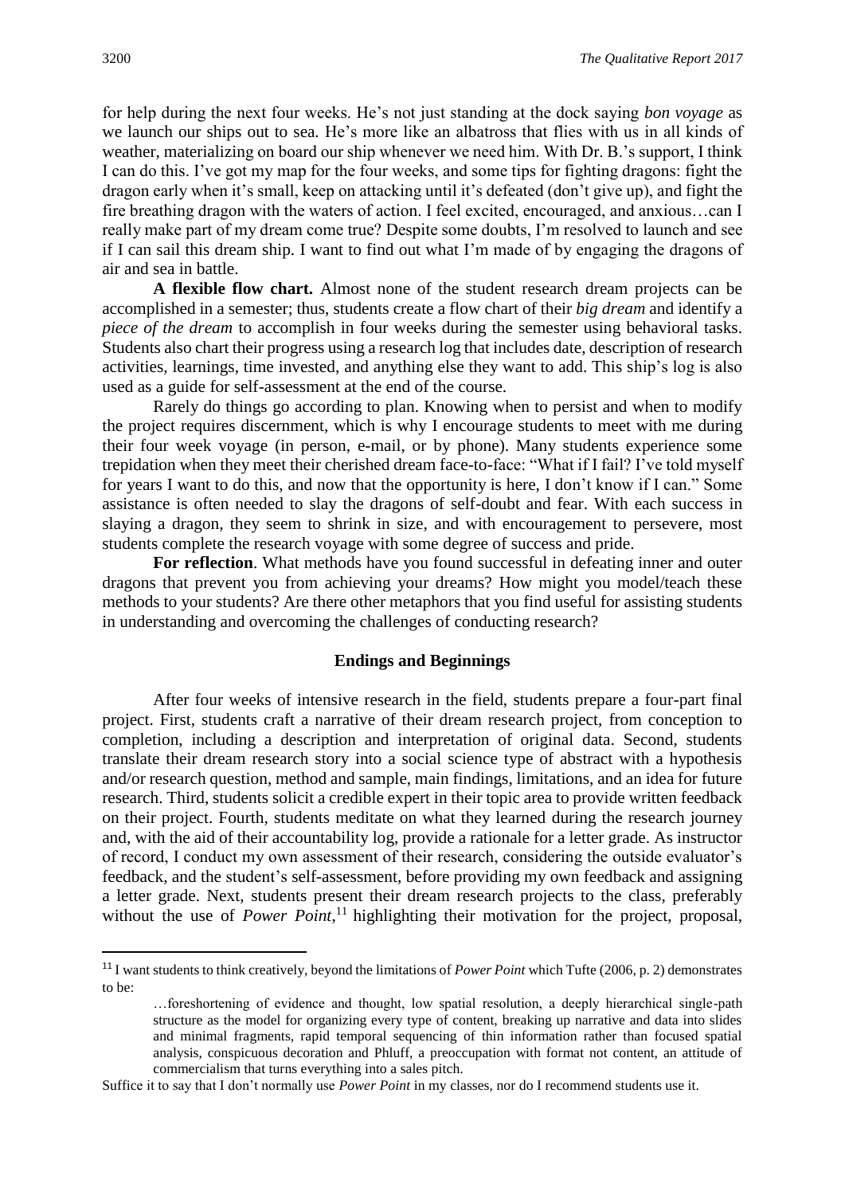for help during the next four weeks. He's not just standing at the dock saying *bon voyage* as we launch our ships out to sea. He's more like an albatross that flies with us in all kinds of weather, materializing on board our ship whenever we need him. With Dr. B.'s support, I think I can do this. I've got my map for the four weeks, and some tips for fighting dragons: fight the dragon early when it's small, keep on attacking until it's defeated (don't give up), and fight the fire breathing dragon with the waters of action. I feel excited, encouraged, and anxious…can I really make part of my dream come true? Despite some doubts, I'm resolved to launch and see if I can sail this dream ship. I want to find out what I'm made of by engaging the dragons of air and sea in battle.

**A flexible flow chart.** Almost none of the student research dream projects can be accomplished in a semester; thus, students create a flow chart of their *big dream* and identify a *piece of the dream* to accomplish in four weeks during the semester using behavioral tasks. Students also chart their progress using a research log that includes date, description of research activities, learnings, time invested, and anything else they want to add. This ship's log is also used as a guide for self-assessment at the end of the course.

Rarely do things go according to plan. Knowing when to persist and when to modify the project requires discernment, which is why I encourage students to meet with me during their four week voyage (in person, e-mail, or by phone). Many students experience some trepidation when they meet their cherished dream face-to-face: "What if I fail? I've told myself for years I want to do this, and now that the opportunity is here, I don't know if I can." Some assistance is often needed to slay the dragons of self-doubt and fear. With each success in slaying a dragon, they seem to shrink in size, and with encouragement to persevere, most students complete the research voyage with some degree of success and pride.

**For reflection**. What methods have you found successful in defeating inner and outer dragons that prevent you from achieving your dreams? How might you model/teach these methods to your students? Are there other metaphors that you find useful for assisting students in understanding and overcoming the challenges of conducting research?

## Endings and Beginnings

After four weeks of intensive research in the field, students prepare a four-part final project. First, students craft a narrative of their dream research project, from conception to completion, including a description and interpretation of original data. Second, students translate their dream research story into a social science type of abstract with a hypothesis and/or research question, method and sample, main findings, limitations, and an idea for future research. Third, students solicit a credible expert in their topic area to provide written feedback on their project. Fourth, students meditate on what they learned during the research journey and, with the aid of their accountability log, provide a rationale for a letter grade. As instructor of record, I conduct my own assessment of their research, considering the outside evaluator's feedback, and the student's self-assessment, before providing my own feedback and assigning a letter grade. Next, students present their dream research projects to the class, preferably without the use of *Power Point*,[11] highlighting their motivation for the project, proposal,

---

[11] I want students to think creatively, beyond the limitations of *Power Point* which Tufte (2006, p. 2) demonstrates to be:

> …foreshortening of evidence and thought, low spatial resolution, a deeply hierarchical single-path structure as the model for organizing every type of content, breaking up narrative and data into slides and minimal fragments, rapid temporal sequencing of thin information rather than focused spatial analysis, conspicuous decoration and Phluff, a preoccupation with format not content, an attitude of commercialism that turns everything into a sales pitch.

Suffice it to say that I don't normally use *Power Point* in my classes, nor do I recommend students use it.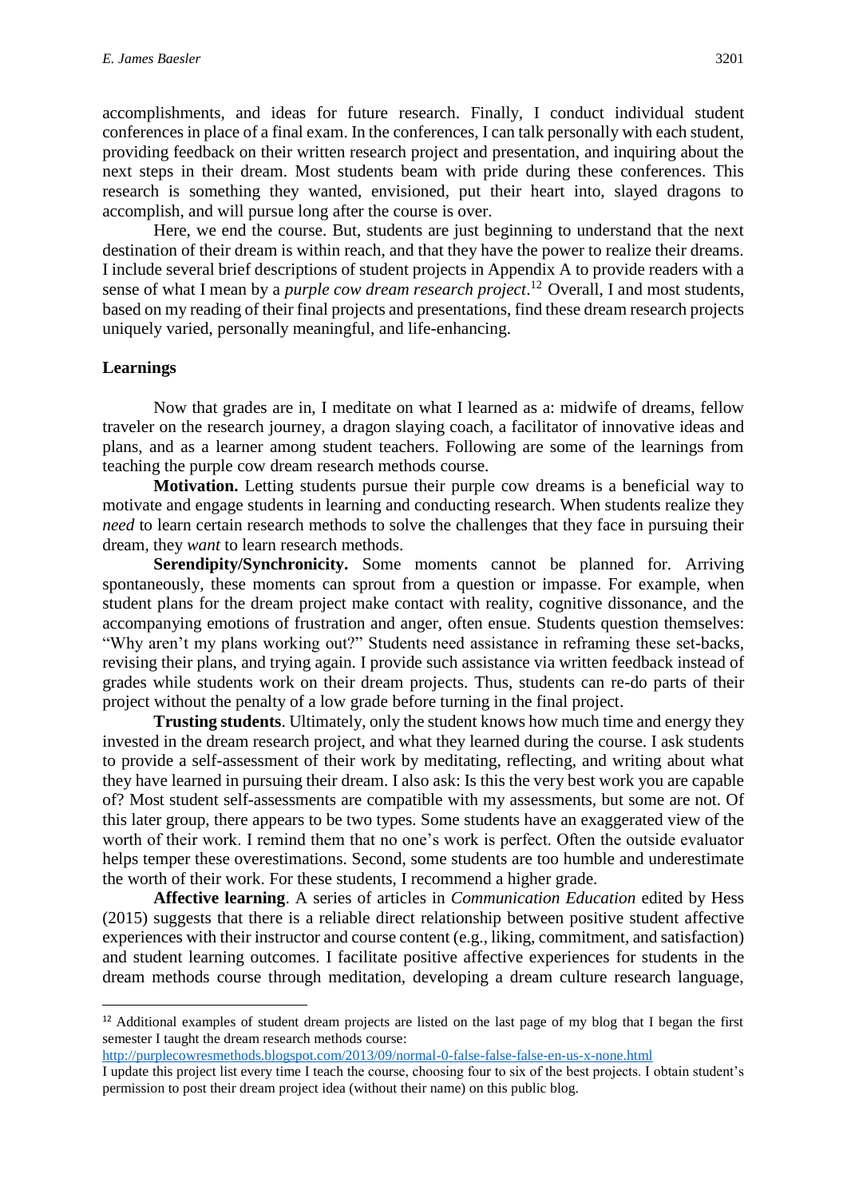accomplishments, and ideas for future research. Finally, I conduct individual student conferences in place of a final exam. In the conferences, I can talk personally with each student, providing feedback on their written research project and presentation, and inquiring about the next steps in their dream. Most students beam with pride during these conferences. This research is something they wanted, envisioned, put their heart into, slayed dragons to accomplish, and will pursue long after the course is over.

Here, we end the course. But, students are just beginning to understand that the next destination of their dream is within reach, and that they have the power to realize their dreams. I include several brief descriptions of student projects in Appendix A to provide readers with a sense of what I mean by a *purple cow dream research project*.[12] Overall, I and most students, based on my reading of their final projects and presentations, find these dream research projects uniquely varied, personally meaningful, and life-enhancing.

## Learnings

Now that grades are in, I meditate on what I learned as a: midwife of dreams, fellow traveler on the research journey, a dragon slaying coach, a facilitator of innovative ideas and plans, and as a learner among student teachers. Following are some of the learnings from teaching the purple cow dream research methods course.

**Motivation.** Letting students pursue their purple cow dreams is a beneficial way to motivate and engage students in learning and conducting research. When students realize they *need* to learn certain research methods to solve the challenges that they face in pursuing their dream, they *want* to learn research methods.

**Serendipity/Synchronicity.** Some moments cannot be planned for. Arriving spontaneously, these moments can sprout from a question or impasse. For example, when student plans for the dream project make contact with reality, cognitive dissonance, and the accompanying emotions of frustration and anger, often ensue. Students question themselves: "Why aren't my plans working out?" Students need assistance in reframing these set-backs, revising their plans, and trying again. I provide such assistance via written feedback instead of grades while students work on their dream projects. Thus, students can re-do parts of their project without the penalty of a low grade before turning in the final project.

**Trusting students**. Ultimately, only the student knows how much time and energy they invested in the dream research project, and what they learned during the course. I ask students to provide a self-assessment of their work by meditating, reflecting, and writing about what they have learned in pursuing their dream. I also ask: Is this the very best work you are capable of? Most student self-assessments are compatible with my assessments, but some are not. Of this later group, there appears to be two types. Some students have an exaggerated view of the worth of their work. I remind them that no one's work is perfect. Often the outside evaluator helps temper these overestimations. Second, some students are too humble and underestimate the worth of their work. For these students, I recommend a higher grade.

**Affective learning**. A series of articles in *Communication Education* edited by Hess (2015) suggests that there is a reliable direct relationship between positive student affective experiences with their instructor and course content (e.g., liking, commitment, and satisfaction) and student learning outcomes. I facilitate positive affective experiences for students in the dream methods course through meditation, developing a dream culture research language,

---

[12] Additional examples of student dream projects are listed on the last page of my blog that I began the first semester I taught the dream research methods course: http://purplecowresmethods.blogspot.com/2013/09/normal-0-false-false-false-en-us-x-none.html
I update this project list every time I teach the course, choosing four to six of the best projects. I obtain student's permission to post their dream project idea (without their name) on this public blog.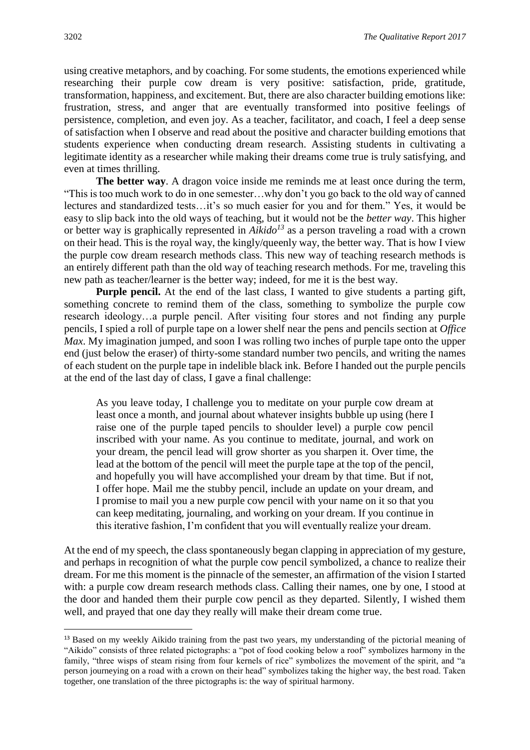using creative metaphors, and by coaching. For some students, the emotions experienced while researching their purple cow dream is very positive: satisfaction, pride, gratitude, transformation, happiness, and excitement. But, there are also character building emotions like: frustration, stress, and anger that are eventually transformed into positive feelings of persistence, completion, and even joy. As a teacher, facilitator, and coach, I feel a deep sense of satisfaction when I observe and read about the positive and character building emotions that students experience when conducting dream research. Assisting students in cultivating a legitimate identity as a researcher while making their dreams come true is truly satisfying, and even at times thrilling.

**The better way**. A dragon voice inside me reminds me at least once during the term, "This is too much work to do in one semester…why don't you go back to the old way of canned lectures and standardized tests…it's so much easier for you and for them." Yes, it would be easy to slip back into the old ways of teaching, but it would not be the *better way*. This higher or better way is graphically represented in *Aikido*[13] as a person traveling a road with a crown on their head. This is the royal way, the kingly/queenly way, the better way. That is how I view the purple cow dream research methods class. This new way of teaching research methods is an entirely different path than the old way of teaching research methods. For me, traveling this new path as teacher/learner is the better way; indeed, for me it is the best way.

**Purple pencil.** At the end of the last class, I wanted to give students a parting gift, something concrete to remind them of the class, something to symbolize the purple cow research ideology…a purple pencil. After visiting four stores and not finding any purple pencils, I spied a roll of purple tape on a lower shelf near the pens and pencils section at *Office Max*. My imagination jumped, and soon I was rolling two inches of purple tape onto the upper end (just below the eraser) of thirty-some standard number two pencils, and writing the names of each student on the purple tape in indelible black ink. Before I handed out the purple pencils at the end of the last day of class, I gave a final challenge:

> As you leave today, I challenge you to meditate on your purple cow dream at least once a month, and journal about whatever insights bubble up using (here I raise one of the purple taped pencils to shoulder level) a purple cow pencil inscribed with your name. As you continue to meditate, journal, and work on your dream, the pencil lead will grow shorter as you sharpen it. Over time, the lead at the bottom of the pencil will meet the purple tape at the top of the pencil, and hopefully you will have accomplished your dream by that time. But if not, I offer hope. Mail me the stubby pencil, include an update on your dream, and I promise to mail you a new purple cow pencil with your name on it so that you can keep meditating, journaling, and working on your dream. If you continue in this iterative fashion, I'm confident that you will eventually realize your dream.

At the end of my speech, the class spontaneously began clapping in appreciation of my gesture, and perhaps in recognition of what the purple cow pencil symbolized, a chance to realize their dream. For me this moment is the pinnacle of the semester, an affirmation of the vision I started with: a purple cow dream research methods class. Calling their names, one by one, I stood at the door and handed them their purple cow pencil as they departed. Silently, I wished them well, and prayed that one day they really will make their dream come true.

---

[13] Based on my weekly Aikido training from the past two years, my understanding of the pictorial meaning of "Aikido" consists of three related pictographs: a "pot of food cooking below a roof" symbolizes harmony in the family, "three wisps of steam rising from four kernels of rice" symbolizes the movement of the spirit, and "a person journeying on a road with a crown on their head" symbolizes taking the higher way, the best road. Taken together, one translation of the three pictographs is: the way of spiritual harmony.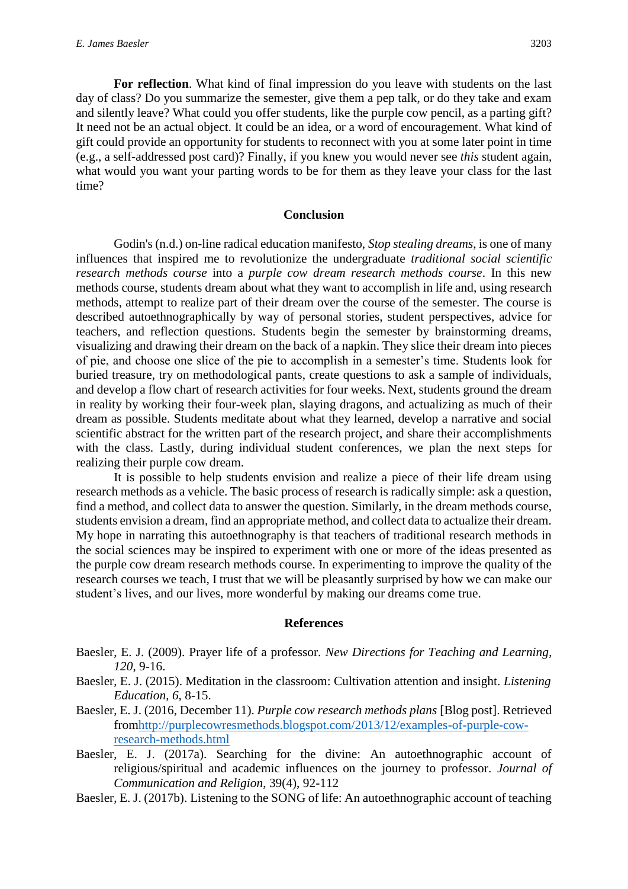**For reflection**. What kind of final impression do you leave with students on the last day of class? Do you summarize the semester, give them a pep talk, or do they take and exam and silently leave? What could you offer students, like the purple cow pencil, as a parting gift? It need not be an actual object. It could be an idea, or a word of encouragement. What kind of gift could provide an opportunity for students to reconnect with you at some later point in time (e.g., a self-addressed post card)? Finally, if you knew you would never see *this* student again, what would you want your parting words to be for them as they leave your class for the last time?

## Conclusion

Godin's (n.d.) on-line radical education manifesto, *Stop stealing dreams*, is one of many influences that inspired me to revolutionize the undergraduate *traditional social scientific research methods course* into a *purple cow dream research methods course*. In this new methods course, students dream about what they want to accomplish in life and, using research methods, attempt to realize part of their dream over the course of the semester. The course is described autoethnographically by way of personal stories, student perspectives, advice for teachers, and reflection questions. Students begin the semester by brainstorming dreams, visualizing and drawing their dream on the back of a napkin. They slice their dream into pieces of pie, and choose one slice of the pie to accomplish in a semester's time. Students look for buried treasure, try on methodological pants, create questions to ask a sample of individuals, and develop a flow chart of research activities for four weeks. Next, students ground the dream in reality by working their four-week plan, slaying dragons, and actualizing as much of their dream as possible. Students meditate about what they learned, develop a narrative and social scientific abstract for the written part of the research project, and share their accomplishments with the class. Lastly, during individual student conferences, we plan the next steps for realizing their purple cow dream.

It is possible to help students envision and realize a piece of their life dream using research methods as a vehicle. The basic process of research is radically simple: ask a question, find a method, and collect data to answer the question. Similarly, in the dream methods course, students envision a dream, find an appropriate method, and collect data to actualize their dream. My hope in narrating this autoethnography is that teachers of traditional research methods in the social sciences may be inspired to experiment with one or more of the ideas presented as the purple cow dream research methods course. In experimenting to improve the quality of the research courses we teach, I trust that we will be pleasantly surprised by how we can make our student's lives, and our lives, more wonderful by making our dreams come true.

## References

Baesler, E. J. (2009). Prayer life of a professor. *New Directions for Teaching and Learning*, *120*, 9-16.

Baesler, E. J. (2015). Meditation in the classroom: Cultivation attention and insight. *Listening Education*, *6*, 8-15.

Baesler, E. J. (2016, December 11). *Purple cow research methods plans* [Blog post]. Retrieved fromhttp://purplecowresmethods.blogspot.com/2013/12/examples-of-purple-cow-research-methods.html

Baesler, E. J. (2017a). Searching for the divine: An autoethnographic account of religious/spiritual and academic influences on the journey to professor. *Journal of Communication and Religion*, 39(4), 92-112

Baesler, E. J. (2017b). Listening to the SONG of life: An autoethnographic account of teaching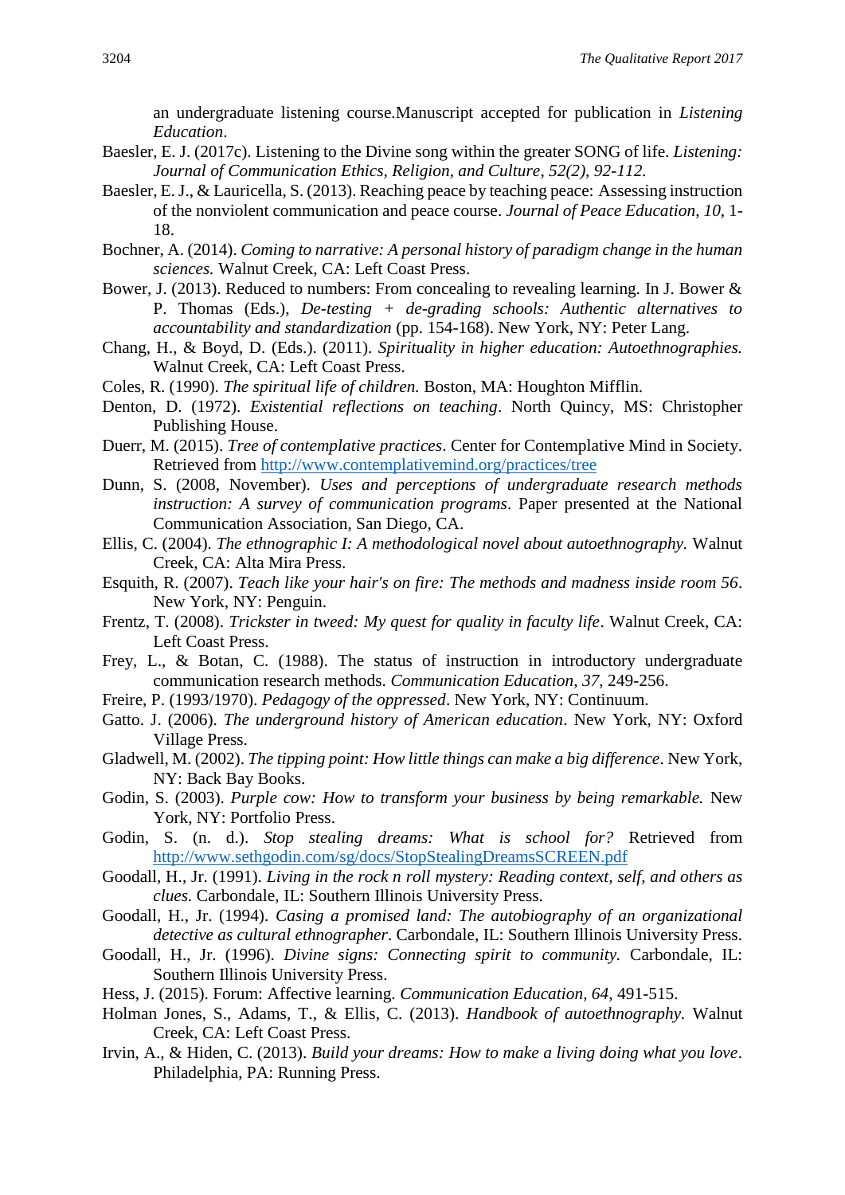an undergraduate listening course.Manuscript accepted for publication in *Listening Education*.

Baesler, E. J. (2017c). Listening to the Divine song within the greater SONG of life. *Listening: Journal of Communication Ethics, Religion, and Culture, 52(2), 92-112.*

Baesler, E. J., & Lauricella, S. (2013). Reaching peace by teaching peace: Assessing instruction of the nonviolent communication and peace course. *Journal of Peace Education, 10*, 1-18.

Bochner, A. (2014). *Coming to narrative: A personal history of paradigm change in the human sciences.* Walnut Creek, CA: Left Coast Press.

Bower, J. (2013). Reduced to numbers: From concealing to revealing learning. In J. Bower & P. Thomas (Eds.), *De-testing + de-grading schools: Authentic alternatives to accountability and standardization* (pp. 154-168). New York, NY: Peter Lang.

Chang, H., & Boyd, D. (Eds.). (2011). *Spirituality in higher education: Autoethnographies.* Walnut Creek, CA: Left Coast Press.

Coles, R. (1990). *The spiritual life of children.* Boston, MA: Houghton Mifflin.

Denton, D. (1972). *Existential reflections on teaching*. North Quincy, MS: Christopher Publishing House.

Duerr, M. (2015). *Tree of contemplative practices*. Center for Contemplative Mind in Society. Retrieved from http://www.contemplativemind.org/practices/tree

Dunn, S. (2008, November). *Uses and perceptions of undergraduate research methods instruction: A survey of communication programs*. Paper presented at the National Communication Association, San Diego, CA.

Ellis, C. (2004). *The ethnographic I: A methodological novel about autoethnography.* Walnut Creek, CA: Alta Mira Press.

Esquith, R. (2007). *Teach like your hair's on fire: The methods and madness inside room 56*. New York, NY: Penguin.

Frentz, T. (2008). *Trickster in tweed: My quest for quality in faculty life*. Walnut Creek, CA: Left Coast Press.

Frey, L., & Botan, C. (1988). The status of instruction in introductory undergraduate communication research methods. *Communication Education*, *37*, 249-256.

Freire, P. (1993/1970). *Pedagogy of the oppressed*. New York, NY: Continuum.

Gatto. J. (2006). *The underground history of American education*. New York, NY: Oxford Village Press.

Gladwell, M. (2002). *The tipping point: How little things can make a big difference*. New York, NY: Back Bay Books.

Godin, S. (2003). *Purple cow: How to transform your business by being remarkable.* New York, NY: Portfolio Press.

Godin, S. (n. d.). *Stop stealing dreams: What is school for?* Retrieved from http://www.sethgodin.com/sg/docs/StopStealingDreamsSCREEN.pdf

Goodall, H., Jr. (1991). *Living in the rock n roll mystery: Reading context, self, and others as clues.* Carbondale, IL: Southern Illinois University Press.

Goodall, H., Jr. (1994). *Casing a promised land: The autobiography of an organizational detective as cultural ethnographer*. Carbondale, IL: Southern Illinois University Press.

Goodall, H., Jr. (1996). *Divine signs: Connecting spirit to community.* Carbondale, IL: Southern Illinois University Press.

Hess, J. (2015). Forum: Affective learning. *Communication Education, 64*, 491-515.

Holman Jones, S., Adams, T., & Ellis, C. (2013). *Handbook of autoethnography.* Walnut Creek, CA: Left Coast Press.

Irvin, A., & Hiden, C. (2013). *Build your dreams: How to make a living doing what you love*. Philadelphia, PA: Running Press.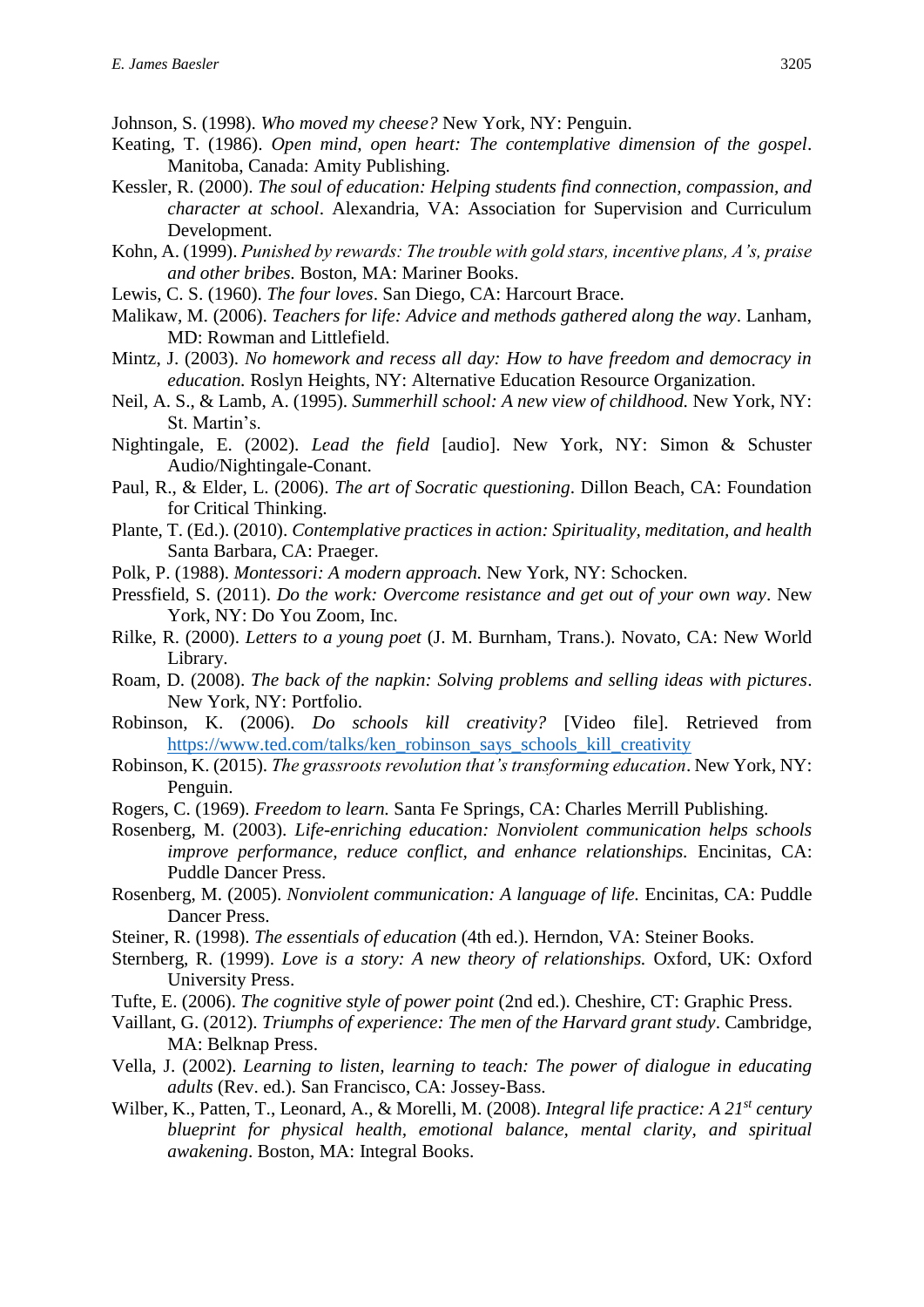Johnson, S. (1998). *Who moved my cheese?* New York, NY: Penguin.

Keating, T. (1986). *Open mind, open heart: The contemplative dimension of the gospel*. Manitoba, Canada: Amity Publishing.

Kessler, R. (2000). *The soul of education: Helping students find connection, compassion, and character at school*. Alexandria, VA: Association for Supervision and Curriculum Development.

Kohn, A. (1999). *Punished by rewards: The trouble with gold stars, incentive plans, A's, praise and other bribes.* Boston, MA: Mariner Books.

Lewis, C. S. (1960). *The four loves*. San Diego, CA: Harcourt Brace.

Malikaw, M. (2006). *Teachers for life: Advice and methods gathered along the way*. Lanham, MD: Rowman and Littlefield.

Mintz, J. (2003). *No homework and recess all day: How to have freedom and democracy in education.* Roslyn Heights, NY: Alternative Education Resource Organization.

Neil, A. S., & Lamb, A. (1995). *Summerhill school: A new view of childhood.* New York, NY: St. Martin's.

Nightingale, E. (2002). *Lead the field* [audio]. New York, NY: Simon & Schuster Audio/Nightingale-Conant.

Paul, R., & Elder, L. (2006). *The art of Socratic questioning*. Dillon Beach, CA: Foundation for Critical Thinking.

Plante, T. (Ed.). (2010). *Contemplative practices in action: Spirituality, meditation, and health* Santa Barbara, CA: Praeger.

Polk, P. (1988). *Montessori: A modern approach.* New York, NY: Schocken.

Pressfield, S. (2011). *Do the work: Overcome resistance and get out of your own way*. New York, NY: Do You Zoom, Inc.

Rilke, R. (2000). *Letters to a young poet* (J. M. Burnham, Trans.). Novato, CA: New World Library.

Roam, D. (2008). *The back of the napkin: Solving problems and selling ideas with pictures*. New York, NY: Portfolio.

Robinson, K. (2006). *Do schools kill creativity?* [Video file]. Retrieved from https://www.ted.com/talks/ken_robinson_says_schools_kill_creativity

Robinson, K. (2015). *The grassroots revolution that's transforming education*. New York, NY: Penguin.

Rogers, C. (1969). *Freedom to learn.* Santa Fe Springs, CA: Charles Merrill Publishing.

Rosenberg, M. (2003). *Life-enriching education: Nonviolent communication helps schools improve performance, reduce conflict, and enhance relationships.* Encinitas, CA: Puddle Dancer Press.

Rosenberg, M. (2005). *Nonviolent communication: A language of life.* Encinitas, CA: Puddle Dancer Press.

Steiner, R. (1998). *The essentials of education* (4th ed.). Herndon, VA: Steiner Books.

Sternberg, R. (1999). *Love is a story: A new theory of relationships.* Oxford, UK: Oxford University Press.

Tufte, E. (2006). *The cognitive style of power point* (2nd ed.). Cheshire, CT: Graphic Press.

Vaillant, G. (2012). *Triumphs of experience: The men of the Harvard grant study*. Cambridge, MA: Belknap Press.

Vella, J. (2002). *Learning to listen, learning to teach: The power of dialogue in educating adults* (Rev. ed.). San Francisco, CA: Jossey-Bass.

Wilber, K., Patten, T., Leonard, A., & Morelli, M. (2008). *Integral life practice: A 21st century blueprint for physical health, emotional balance, mental clarity, and spiritual awakening*. Boston, MA: Integral Books.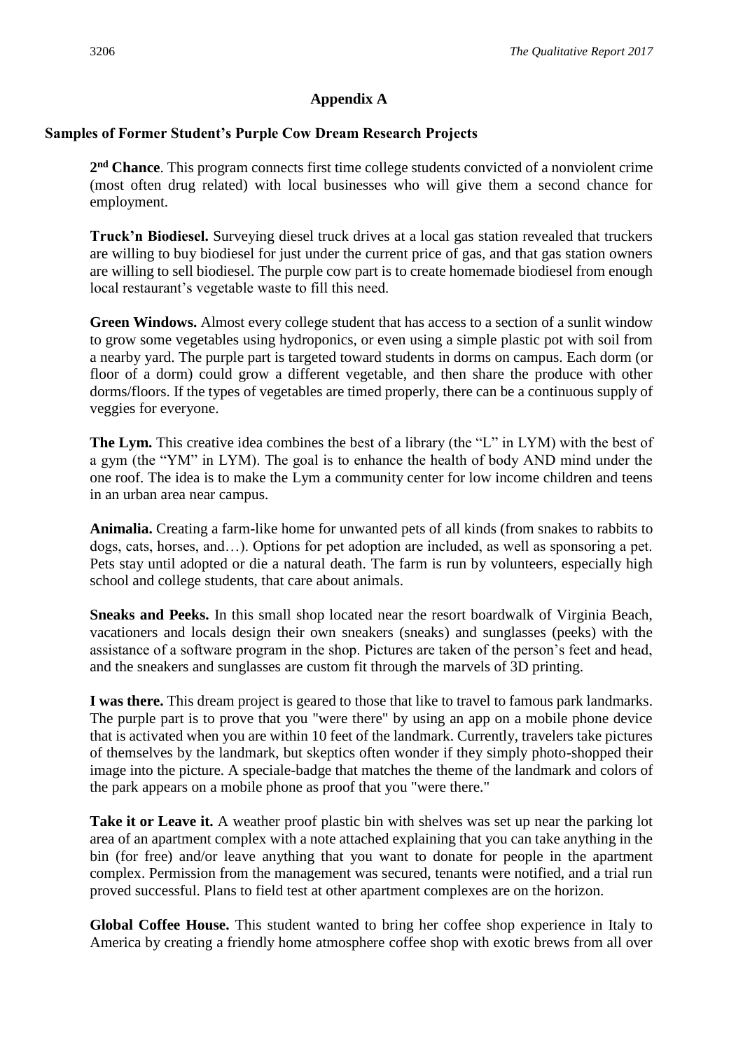## Appendix A

### Samples of Former Student's Purple Cow Dream Research Projects

**2nd Chance**. This program connects first time college students convicted of a nonviolent crime (most often drug related) with local businesses who will give them a second chance for employment.

**Truck'n Biodiesel.** Surveying diesel truck drives at a local gas station revealed that truckers are willing to buy biodiesel for just under the current price of gas, and that gas station owners are willing to sell biodiesel. The purple cow part is to create homemade biodiesel from enough local restaurant's vegetable waste to fill this need.

**Green Windows.** Almost every college student that has access to a section of a sunlit window to grow some vegetables using hydroponics, or even using a simple plastic pot with soil from a nearby yard. The purple part is targeted toward students in dorms on campus. Each dorm (or floor of a dorm) could grow a different vegetable, and then share the produce with other dorms/floors. If the types of vegetables are timed properly, there can be a continuous supply of veggies for everyone.

**The Lym.** This creative idea combines the best of a library (the "L" in LYM) with the best of a gym (the "YM" in LYM). The goal is to enhance the health of body AND mind under the one roof. The idea is to make the Lym a community center for low income children and teens in an urban area near campus.

**Animalia.** Creating a farm-like home for unwanted pets of all kinds (from snakes to rabbits to dogs, cats, horses, and…). Options for pet adoption are included, as well as sponsoring a pet. Pets stay until adopted or die a natural death. The farm is run by volunteers, especially high school and college students, that care about animals.

**Sneaks and Peeks.** In this small shop located near the resort boardwalk of Virginia Beach, vacationers and locals design their own sneakers (sneaks) and sunglasses (peeks) with the assistance of a software program in the shop. Pictures are taken of the person's feet and head, and the sneakers and sunglasses are custom fit through the marvels of 3D printing.

**I was there.** This dream project is geared to those that like to travel to famous park landmarks. The purple part is to prove that you "were there" by using an app on a mobile phone device that is activated when you are within 10 feet of the landmark. Currently, travelers take pictures of themselves by the landmark, but skeptics often wonder if they simply photo-shopped their image into the picture. A speciale-badge that matches the theme of the landmark and colors of the park appears on a mobile phone as proof that you "were there."

**Take it or Leave it.** A weather proof plastic bin with shelves was set up near the parking lot area of an apartment complex with a note attached explaining that you can take anything in the bin (for free) and/or leave anything that you want to donate for people in the apartment complex. Permission from the management was secured, tenants were notified, and a trial run proved successful. Plans to field test at other apartment complexes are on the horizon.

**Global Coffee House.** This student wanted to bring her coffee shop experience in Italy to America by creating a friendly home atmosphere coffee shop with exotic brews from all over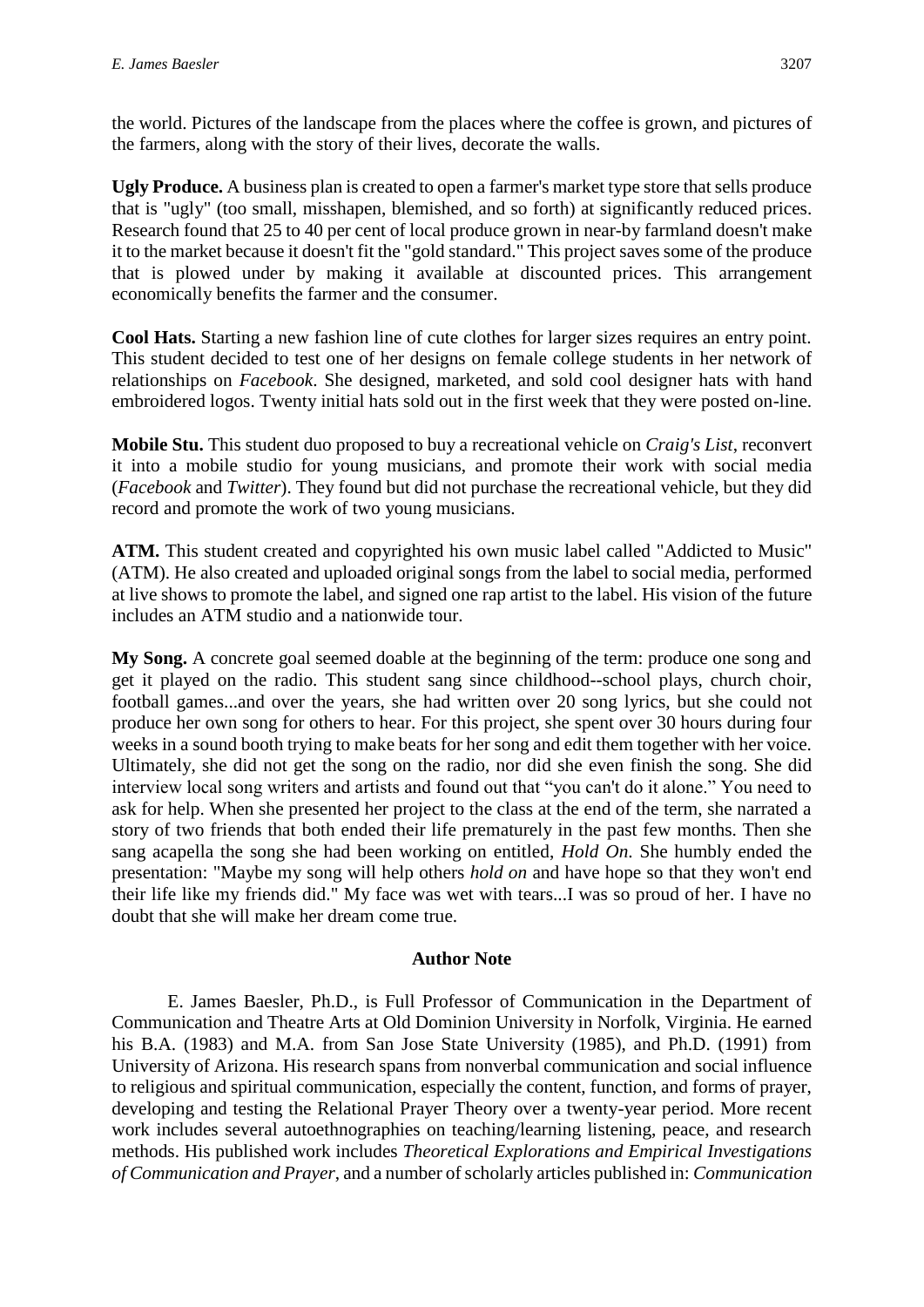the world. Pictures of the landscape from the places where the coffee is grown, and pictures of the farmers, along with the story of their lives, decorate the walls.

**Ugly Produce.** A business plan is created to open a farmer's market type store that sells produce that is "ugly" (too small, misshapen, blemished, and so forth) at significantly reduced prices. Research found that 25 to 40 per cent of local produce grown in near-by farmland doesn't make it to the market because it doesn't fit the "gold standard." This project saves some of the produce that is plowed under by making it available at discounted prices. This arrangement economically benefits the farmer and the consumer.

**Cool Hats.** Starting a new fashion line of cute clothes for larger sizes requires an entry point. This student decided to test one of her designs on female college students in her network of relationships on *Facebook*. She designed, marketed, and sold cool designer hats with hand embroidered logos. Twenty initial hats sold out in the first week that they were posted on-line.

**Mobile Stu.** This student duo proposed to buy a recreational vehicle on *Craig's List*, reconvert it into a mobile studio for young musicians, and promote their work with social media (*Facebook* and *Twitter*). They found but did not purchase the recreational vehicle, but they did record and promote the work of two young musicians.

**ATM.** This student created and copyrighted his own music label called "Addicted to Music" (ATM). He also created and uploaded original songs from the label to social media, performed at live shows to promote the label, and signed one rap artist to the label. His vision of the future includes an ATM studio and a nationwide tour.

**My Song.** A concrete goal seemed doable at the beginning of the term: produce one song and get it played on the radio. This student sang since childhood--school plays, church choir, football games...and over the years, she had written over 20 song lyrics, but she could not produce her own song for others to hear. For this project, she spent over 30 hours during four weeks in a sound booth trying to make beats for her song and edit them together with her voice. Ultimately, she did not get the song on the radio, nor did she even finish the song. She did interview local song writers and artists and found out that "you can't do it alone." You need to ask for help. When she presented her project to the class at the end of the term, she narrated a story of two friends that both ended their life prematurely in the past few months. Then she sang acapella the song she had been working on entitled, *Hold On*. She humbly ended the presentation: "Maybe my song will help others *hold on* and have hope so that they won't end their life like my friends did." My face was wet with tears...I was so proud of her. I have no doubt that she will make her dream come true.

## Author Note

E. James Baesler, Ph.D., is Full Professor of Communication in the Department of Communication and Theatre Arts at Old Dominion University in Norfolk, Virginia. He earned his B.A. (1983) and M.A. from San Jose State University (1985), and Ph.D. (1991) from University of Arizona. His research spans from nonverbal communication and social influence to religious and spiritual communication, especially the content, function, and forms of prayer, developing and testing the Relational Prayer Theory over a twenty-year period. More recent work includes several autoethnographies on teaching/learning listening, peace, and research methods. His published work includes *Theoretical Explorations and Empirical Investigations of Communication and Prayer*, and a number of scholarly articles published in: *Communication*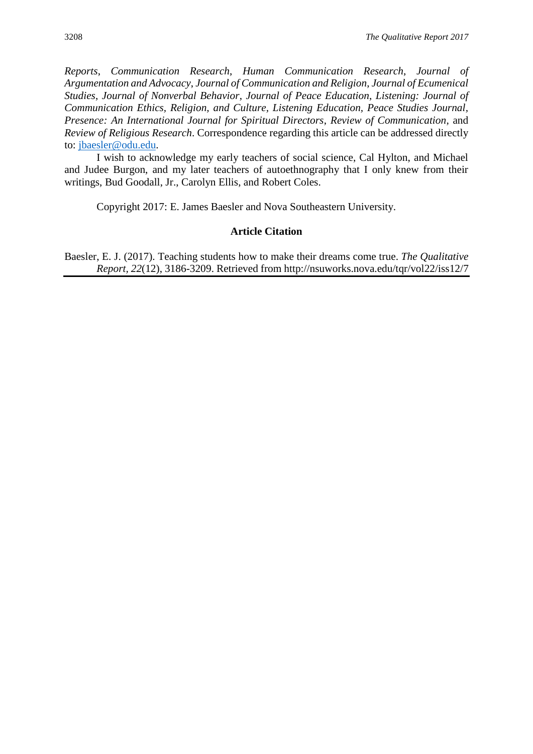*Reports*, *Communication Research*, *Human Communication Research*, *Journal of Argumentation and Advocacy*, *Journal of Communication and Religion*, *Journal of Ecumenical Studies*, *Journal of Nonverbal Behavior*, *Journal of Peace Education*, *Listening: Journal of Communication Ethics, Religion, and Culture*, *Listening Education*, *Peace Studies Journal*, *Presence: An International Journal for Spiritual Directors*, *Review of Communication*, and *Review of Religious Research*. Correspondence regarding this article can be addressed directly to: jbaesler@odu.edu.

I wish to acknowledge my early teachers of social science, Cal Hylton, and Michael and Judee Burgon, and my later teachers of autoethnography that I only knew from their writings, Bud Goodall, Jr., Carolyn Ellis, and Robert Coles.

Copyright 2017: E. James Baesler and Nova Southeastern University.

**Article Citation**

Baesler, E. J. (2017). Teaching students how to make their dreams come true. *The Qualitative Report, 22*(12), 3186-3209. Retrieved from http://nsuworks.nova.edu/tqr/vol22/iss12/7